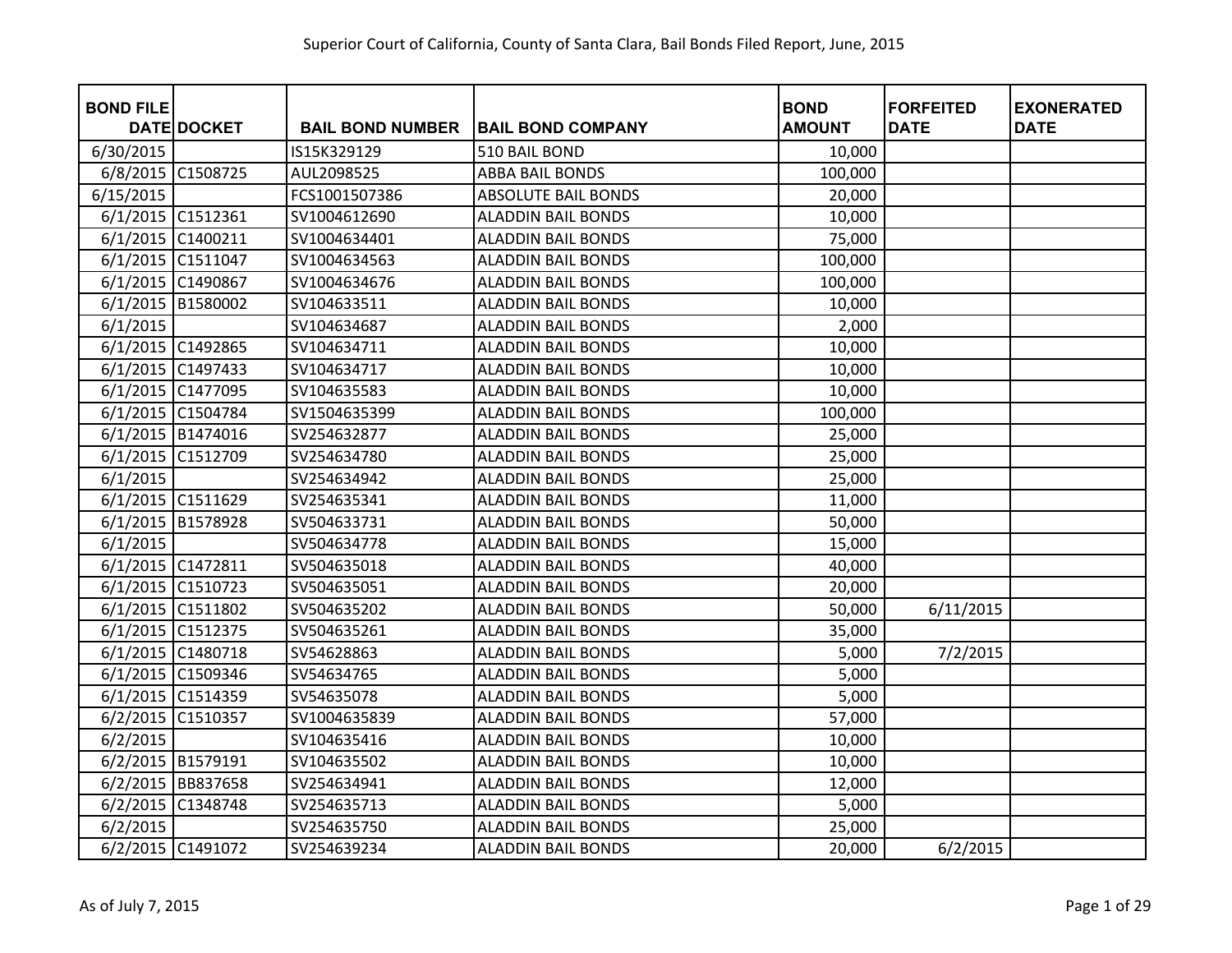# Superior Court of California, County of Santa Clara, Bail Bonds Filed Report, June, 2015

| BOND FILE DATE | DOCKET | BAIL BOND NUMBER | BAIL BOND COMPANY | BOND AMOUNT | FORFEITED DATE | EXONERATED DATE |
|---|---|---|---|---|---|---|
| 6/30/2015 | | IS15K329129 | 510 BAIL BOND | 10,000 | | |
| 6/8/2015 | C1508725 | AUL2098525 | ABBA BAIL BONDS | 100,000 | | |
| 6/15/2015 | | FCS1001507386 | ABSOLUTE BAIL BONDS | 20,000 | | |
| 6/1/2015 | C1512361 | SV1004612690 | ALADDIN BAIL BONDS | 10,000 | | |
| 6/1/2015 | C1400211 | SV1004634401 | ALADDIN BAIL BONDS | 75,000 | | |
| 6/1/2015 | C1511047 | SV1004634563 | ALADDIN BAIL BONDS | 100,000 | | |
| 6/1/2015 | C1490867 | SV1004634676 | ALADDIN BAIL BONDS | 100,000 | | |
| 6/1/2015 | B1580002 | SV104633511 | ALADDIN BAIL BONDS | 10,000 | | |
| 6/1/2015 | | SV104634687 | ALADDIN BAIL BONDS | 2,000 | | |
| 6/1/2015 | C1492865 | SV104634711 | ALADDIN BAIL BONDS | 10,000 | | |
| 6/1/2015 | C1497433 | SV104634717 | ALADDIN BAIL BONDS | 10,000 | | |
| 6/1/2015 | C1477095 | SV104635583 | ALADDIN BAIL BONDS | 10,000 | | |
| 6/1/2015 | C1504784 | SV1504635399 | ALADDIN BAIL BONDS | 100,000 | | |
| 6/1/2015 | B1474016 | SV254632877 | ALADDIN BAIL BONDS | 25,000 | | |
| 6/1/2015 | C1512709 | SV254634780 | ALADDIN BAIL BONDS | 25,000 | | |
| 6/1/2015 | | SV254634942 | ALADDIN BAIL BONDS | 25,000 | | |
| 6/1/2015 | C1511629 | SV254635341 | ALADDIN BAIL BONDS | 11,000 | | |
| 6/1/2015 | B1578928 | SV504633731 | ALADDIN BAIL BONDS | 50,000 | | |
| 6/1/2015 | | SV504634778 | ALADDIN BAIL BONDS | 15,000 | | |
| 6/1/2015 | C1472811 | SV504635018 | ALADDIN BAIL BONDS | 40,000 | | |
| 6/1/2015 | C1510723 | SV504635051 | ALADDIN BAIL BONDS | 20,000 | | |
| 6/1/2015 | C1511802 | SV504635202 | ALADDIN BAIL BONDS | 50,000 | 6/11/2015 | |
| 6/1/2015 | C1512375 | SV504635261 | ALADDIN BAIL BONDS | 35,000 | | |
| 6/1/2015 | C1480718 | SV54628863 | ALADDIN BAIL BONDS | 5,000 | 7/2/2015 | |
| 6/1/2015 | C1509346 | SV54634765 | ALADDIN BAIL BONDS | 5,000 | | |
| 6/1/2015 | C1514359 | SV54635078 | ALADDIN BAIL BONDS | 5,000 | | |
| 6/2/2015 | C1510357 | SV1004635839 | ALADDIN BAIL BONDS | 57,000 | | |
| 6/2/2015 | | SV104635416 | ALADDIN BAIL BONDS | 10,000 | | |
| 6/2/2015 | B1579191 | SV104635502 | ALADDIN BAIL BONDS | 10,000 | | |
| 6/2/2015 | BB837658 | SV254634941 | ALADDIN BAIL BONDS | 12,000 | | |
| 6/2/2015 | C1348748 | SV254635713 | ALADDIN BAIL BONDS | 5,000 | | |
| 6/2/2015 | | SV254635750 | ALADDIN BAIL BONDS | 25,000 | | |
| 6/2/2015 | C1491072 | SV254639234 | ALADDIN BAIL BONDS | 20,000 | 6/2/2015 | |

As of July 7, 2015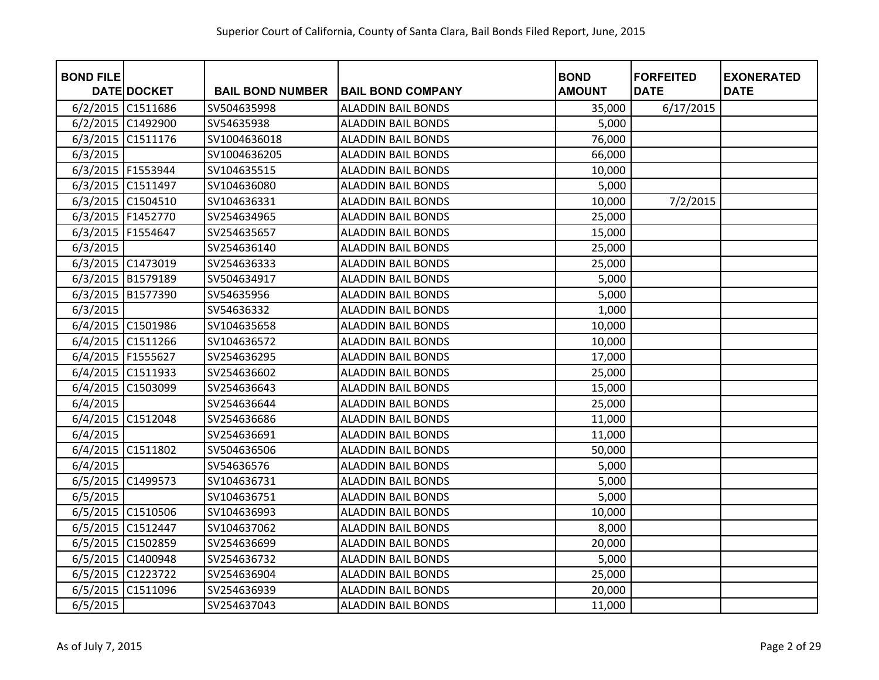Superior Court of California, County of Santa Clara, Bail Bonds Filed Report, June, 2015

| BOND FILE DATE | DOCKET | BAIL BOND NUMBER | BAIL BOND COMPANY | BOND AMOUNT | FORFEITED DATE | EXONERATED DATE |
|---|---|---|---|---|---|---|
| 6/2/2015 | C1511686 | SV504635998 | ALADDIN BAIL BONDS | 35,000 | 6/17/2015 | |
| 6/2/2015 | C1492900 | SV54635938 | ALADDIN BAIL BONDS | 5,000 | | |
| 6/3/2015 | C1511176 | SV1004636018 | ALADDIN BAIL BONDS | 76,000 | | |
| 6/3/2015 | | SV1004636205 | ALADDIN BAIL BONDS | 66,000 | | |
| 6/3/2015 | F1553944 | SV104635515 | ALADDIN BAIL BONDS | 10,000 | | |
| 6/3/2015 | C1511497 | SV104636080 | ALADDIN BAIL BONDS | 5,000 | | |
| 6/3/2015 | C1504510 | SV104636331 | ALADDIN BAIL BONDS | 10,000 | 7/2/2015 | |
| 6/3/2015 | F1452770 | SV254634965 | ALADDIN BAIL BONDS | 25,000 | | |
| 6/3/2015 | F1554647 | SV254635657 | ALADDIN BAIL BONDS | 15,000 | | |
| 6/3/2015 | | SV254636140 | ALADDIN BAIL BONDS | 25,000 | | |
| 6/3/2015 | C1473019 | SV254636333 | ALADDIN BAIL BONDS | 25,000 | | |
| 6/3/2015 | B1579189 | SV504634917 | ALADDIN BAIL BONDS | 5,000 | | |
| 6/3/2015 | B1577390 | SV54635956 | ALADDIN BAIL BONDS | 5,000 | | |
| 6/3/2015 | | SV54636332 | ALADDIN BAIL BONDS | 1,000 | | |
| 6/4/2015 | C1501986 | SV104635658 | ALADDIN BAIL BONDS | 10,000 | | |
| 6/4/2015 | C1511266 | SV104636572 | ALADDIN BAIL BONDS | 10,000 | | |
| 6/4/2015 | F1555627 | SV254636295 | ALADDIN BAIL BONDS | 17,000 | | |
| 6/4/2015 | C1511933 | SV254636602 | ALADDIN BAIL BONDS | 25,000 | | |
| 6/4/2015 | C1503099 | SV254636643 | ALADDIN BAIL BONDS | 15,000 | | |
| 6/4/2015 | | SV254636644 | ALADDIN BAIL BONDS | 25,000 | | |
| 6/4/2015 | C1512048 | SV254636686 | ALADDIN BAIL BONDS | 11,000 | | |
| 6/4/2015 | | SV254636691 | ALADDIN BAIL BONDS | 11,000 | | |
| 6/4/2015 | C1511802 | SV504636506 | ALADDIN BAIL BONDS | 50,000 | | |
| 6/4/2015 | | SV54636576 | ALADDIN BAIL BONDS | 5,000 | | |
| 6/5/2015 | C1499573 | SV104636731 | ALADDIN BAIL BONDS | 5,000 | | |
| 6/5/2015 | | SV104636751 | ALADDIN BAIL BONDS | 5,000 | | |
| 6/5/2015 | C1510506 | SV104636993 | ALADDIN BAIL BONDS | 10,000 | | |
| 6/5/2015 | C1512447 | SV104637062 | ALADDIN BAIL BONDS | 8,000 | | |
| 6/5/2015 | C1502859 | SV254636699 | ALADDIN BAIL BONDS | 20,000 | | |
| 6/5/2015 | C1400948 | SV254636732 | ALADDIN BAIL BONDS | 5,000 | | |
| 6/5/2015 | C1223722 | SV254636904 | ALADDIN BAIL BONDS | 25,000 | | |
| 6/5/2015 | C1511096 | SV254636939 | ALADDIN BAIL BONDS | 20,000 | | |
| 6/5/2015 | | SV254637043 | ALADDIN BAIL BONDS | 11,000 | | |

As of July 7, 2015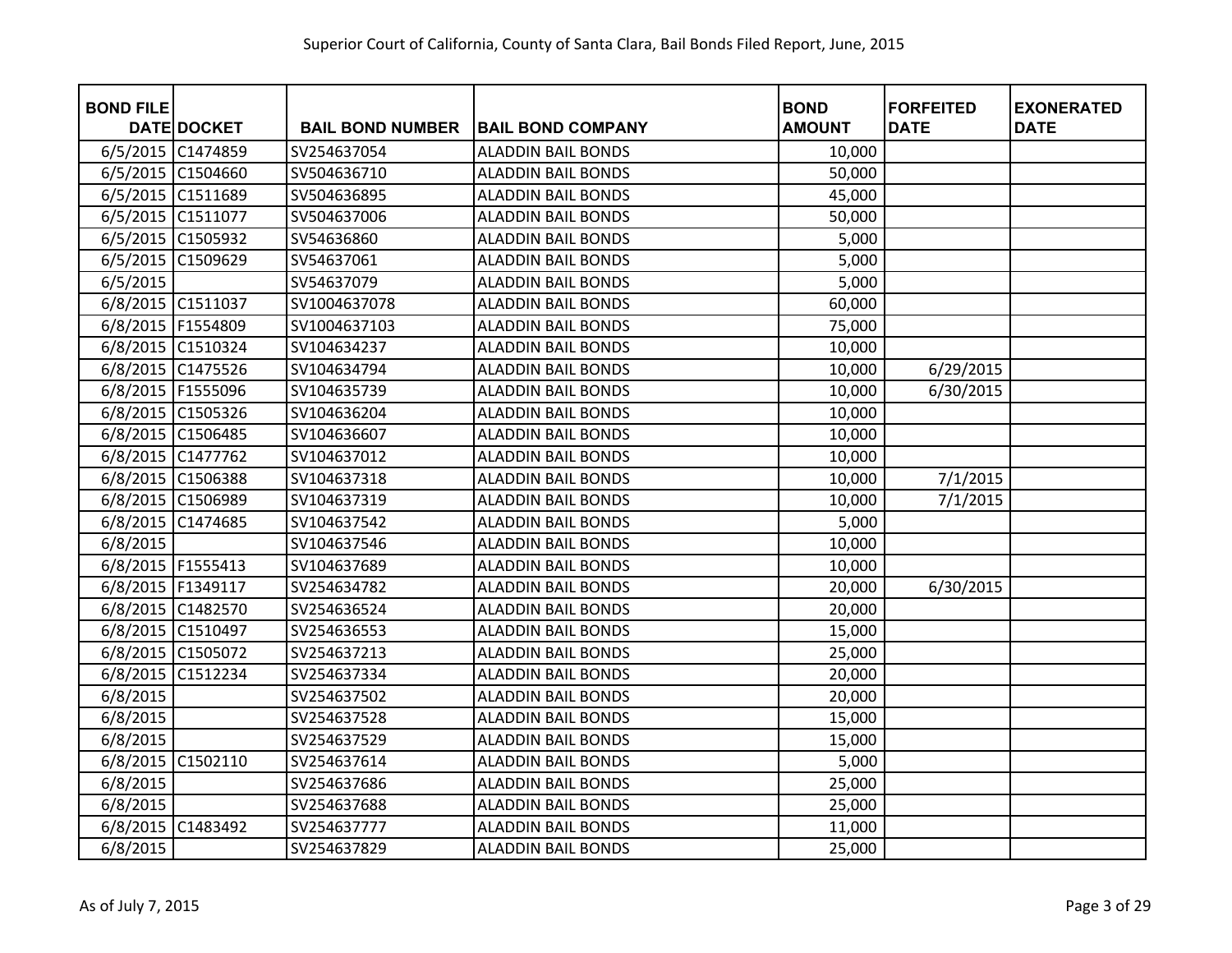Superior Court of California, County of Santa Clara, Bail Bonds Filed Report, June, 2015

| BOND FILE DATE | DOCKET | BAIL BOND NUMBER | BAIL BOND COMPANY | BOND AMOUNT | FORFEITED DATE | EXONERATED DATE |
|---|---|---|---|---|---|---|
| 6/5/2015 | C1474859 | SV254637054 | ALADDIN BAIL BONDS | 10,000 | | |
| 6/5/2015 | C1504660 | SV504636710 | ALADDIN BAIL BONDS | 50,000 | | |
| 6/5/2015 | C1511689 | SV504636895 | ALADDIN BAIL BONDS | 45,000 | | |
| 6/5/2015 | C1511077 | SV504637006 | ALADDIN BAIL BONDS | 50,000 | | |
| 6/5/2015 | C1505932 | SV54636860 | ALADDIN BAIL BONDS | 5,000 | | |
| 6/5/2015 | C1509629 | SV54637061 | ALADDIN BAIL BONDS | 5,000 | | |
| 6/5/2015 | | SV54637079 | ALADDIN BAIL BONDS | 5,000 | | |
| 6/8/2015 | C1511037 | SV1004637078 | ALADDIN BAIL BONDS | 60,000 | | |
| 6/8/2015 | F1554809 | SV1004637103 | ALADDIN BAIL BONDS | 75,000 | | |
| 6/8/2015 | C1510324 | SV104634237 | ALADDIN BAIL BONDS | 10,000 | | |
| 6/8/2015 | C1475526 | SV104634794 | ALADDIN BAIL BONDS | 10,000 | 6/29/2015 | |
| 6/8/2015 | F1555096 | SV104635739 | ALADDIN BAIL BONDS | 10,000 | 6/30/2015 | |
| 6/8/2015 | C1505326 | SV104636204 | ALADDIN BAIL BONDS | 10,000 | | |
| 6/8/2015 | C1506485 | SV104636607 | ALADDIN BAIL BONDS | 10,000 | | |
| 6/8/2015 | C1477762 | SV104637012 | ALADDIN BAIL BONDS | 10,000 | | |
| 6/8/2015 | C1506388 | SV104637318 | ALADDIN BAIL BONDS | 10,000 | 7/1/2015 | |
| 6/8/2015 | C1506989 | SV104637319 | ALADDIN BAIL BONDS | 10,000 | 7/1/2015 | |
| 6/8/2015 | C1474685 | SV104637542 | ALADDIN BAIL BONDS | 5,000 | | |
| 6/8/2015 | | SV104637546 | ALADDIN BAIL BONDS | 10,000 | | |
| 6/8/2015 | F1555413 | SV104637689 | ALADDIN BAIL BONDS | 10,000 | | |
| 6/8/2015 | F1349117 | SV254634782 | ALADDIN BAIL BONDS | 20,000 | 6/30/2015 | |
| 6/8/2015 | C1482570 | SV254636524 | ALADDIN BAIL BONDS | 20,000 | | |
| 6/8/2015 | C1510497 | SV254636553 | ALADDIN BAIL BONDS | 15,000 | | |
| 6/8/2015 | C1505072 | SV254637213 | ALADDIN BAIL BONDS | 25,000 | | |
| 6/8/2015 | C1512234 | SV254637334 | ALADDIN BAIL BONDS | 20,000 | | |
| 6/8/2015 | | SV254637502 | ALADDIN BAIL BONDS | 20,000 | | |
| 6/8/2015 | | SV254637528 | ALADDIN BAIL BONDS | 15,000 | | |
| 6/8/2015 | | SV254637529 | ALADDIN BAIL BONDS | 15,000 | | |
| 6/8/2015 | C1502110 | SV254637614 | ALADDIN BAIL BONDS | 5,000 | | |
| 6/8/2015 | | SV254637686 | ALADDIN BAIL BONDS | 25,000 | | |
| 6/8/2015 | | SV254637688 | ALADDIN BAIL BONDS | 25,000 | | |
| 6/8/2015 | C1483492 | SV254637777 | ALADDIN BAIL BONDS | 11,000 | | |
| 6/8/2015 | | SV254637829 | ALADDIN BAIL BONDS | 25,000 | | |

As of July 7, 2015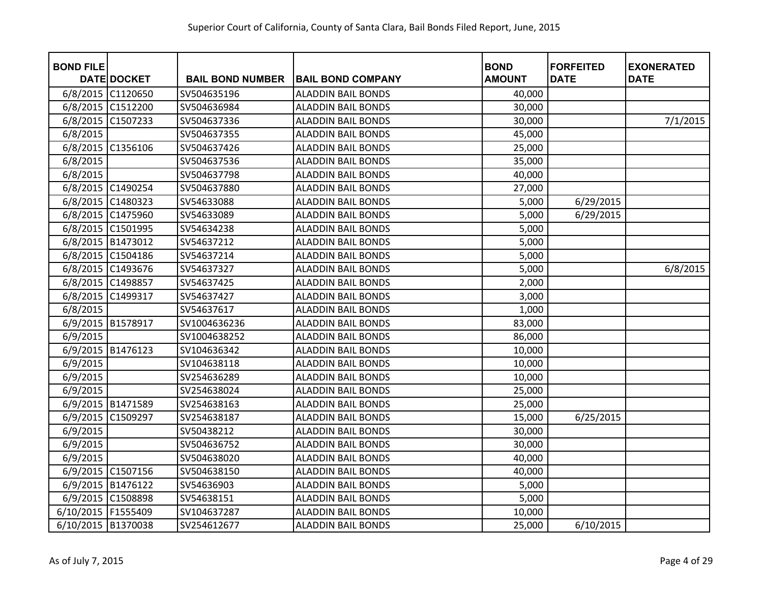Superior Court of California, County of Santa Clara, Bail Bonds Filed Report, June, 2015

| BOND FILE DATE | DOCKET | BAIL BOND NUMBER | BAIL BOND COMPANY | BOND AMOUNT | FORFEITED DATE | EXONERATED DATE |
|---|---|---|---|---|---|---|
| 6/8/2015 | C1120650 | SV504635196 | ALADDIN BAIL BONDS | 40,000 | | |
| 6/8/2015 | C1512200 | SV504636984 | ALADDIN BAIL BONDS | 30,000 | | |
| 6/8/2015 | C1507233 | SV504637336 | ALADDIN BAIL BONDS | 30,000 | | 7/1/2015 |
| 6/8/2015 | | SV504637355 | ALADDIN BAIL BONDS | 45,000 | | |
| 6/8/2015 | C1356106 | SV504637426 | ALADDIN BAIL BONDS | 25,000 | | |
| 6/8/2015 | | SV504637536 | ALADDIN BAIL BONDS | 35,000 | | |
| 6/8/2015 | | SV504637798 | ALADDIN BAIL BONDS | 40,000 | | |
| 6/8/2015 | C1490254 | SV504637880 | ALADDIN BAIL BONDS | 27,000 | | |
| 6/8/2015 | C1480323 | SV54633088 | ALADDIN BAIL BONDS | 5,000 | 6/29/2015 | |
| 6/8/2015 | C1475960 | SV54633089 | ALADDIN BAIL BONDS | 5,000 | 6/29/2015 | |
| 6/8/2015 | C1501995 | SV54634238 | ALADDIN BAIL BONDS | 5,000 | | |
| 6/8/2015 | B1473012 | SV54637212 | ALADDIN BAIL BONDS | 5,000 | | |
| 6/8/2015 | C1504186 | SV54637214 | ALADDIN BAIL BONDS | 5,000 | | |
| 6/8/2015 | C1493676 | SV54637327 | ALADDIN BAIL BONDS | 5,000 | | 6/8/2015 |
| 6/8/2015 | C1498857 | SV54637425 | ALADDIN BAIL BONDS | 2,000 | | |
| 6/8/2015 | C1499317 | SV54637427 | ALADDIN BAIL BONDS | 3,000 | | |
| 6/8/2015 | | SV54637617 | ALADDIN BAIL BONDS | 1,000 | | |
| 6/9/2015 | B1578917 | SV1004636236 | ALADDIN BAIL BONDS | 83,000 | | |
| 6/9/2015 | | SV1004638252 | ALADDIN BAIL BONDS | 86,000 | | |
| 6/9/2015 | B1476123 | SV104636342 | ALADDIN BAIL BONDS | 10,000 | | |
| 6/9/2015 | | SV104638118 | ALADDIN BAIL BONDS | 10,000 | | |
| 6/9/2015 | | SV254636289 | ALADDIN BAIL BONDS | 10,000 | | |
| 6/9/2015 | | SV254638024 | ALADDIN BAIL BONDS | 25,000 | | |
| 6/9/2015 | B1471589 | SV254638163 | ALADDIN BAIL BONDS | 25,000 | | |
| 6/9/2015 | C1509297 | SV254638187 | ALADDIN BAIL BONDS | 15,000 | 6/25/2015 | |
| 6/9/2015 | | SV50438212 | ALADDIN BAIL BONDS | 30,000 | | |
| 6/9/2015 | | SV504636752 | ALADDIN BAIL BONDS | 30,000 | | |
| 6/9/2015 | | SV504638020 | ALADDIN BAIL BONDS | 40,000 | | |
| 6/9/2015 | C1507156 | SV504638150 | ALADDIN BAIL BONDS | 40,000 | | |
| 6/9/2015 | B1476122 | SV54636903 | ALADDIN BAIL BONDS | 5,000 | | |
| 6/9/2015 | C1508898 | SV54638151 | ALADDIN BAIL BONDS | 5,000 | | |
| 6/10/2015 | F1555409 | SV104637287 | ALADDIN BAIL BONDS | 10,000 | | |
| 6/10/2015 | B1370038 | SV254612677 | ALADDIN BAIL BONDS | 25,000 | 6/10/2015 | |

As of July 7, 2015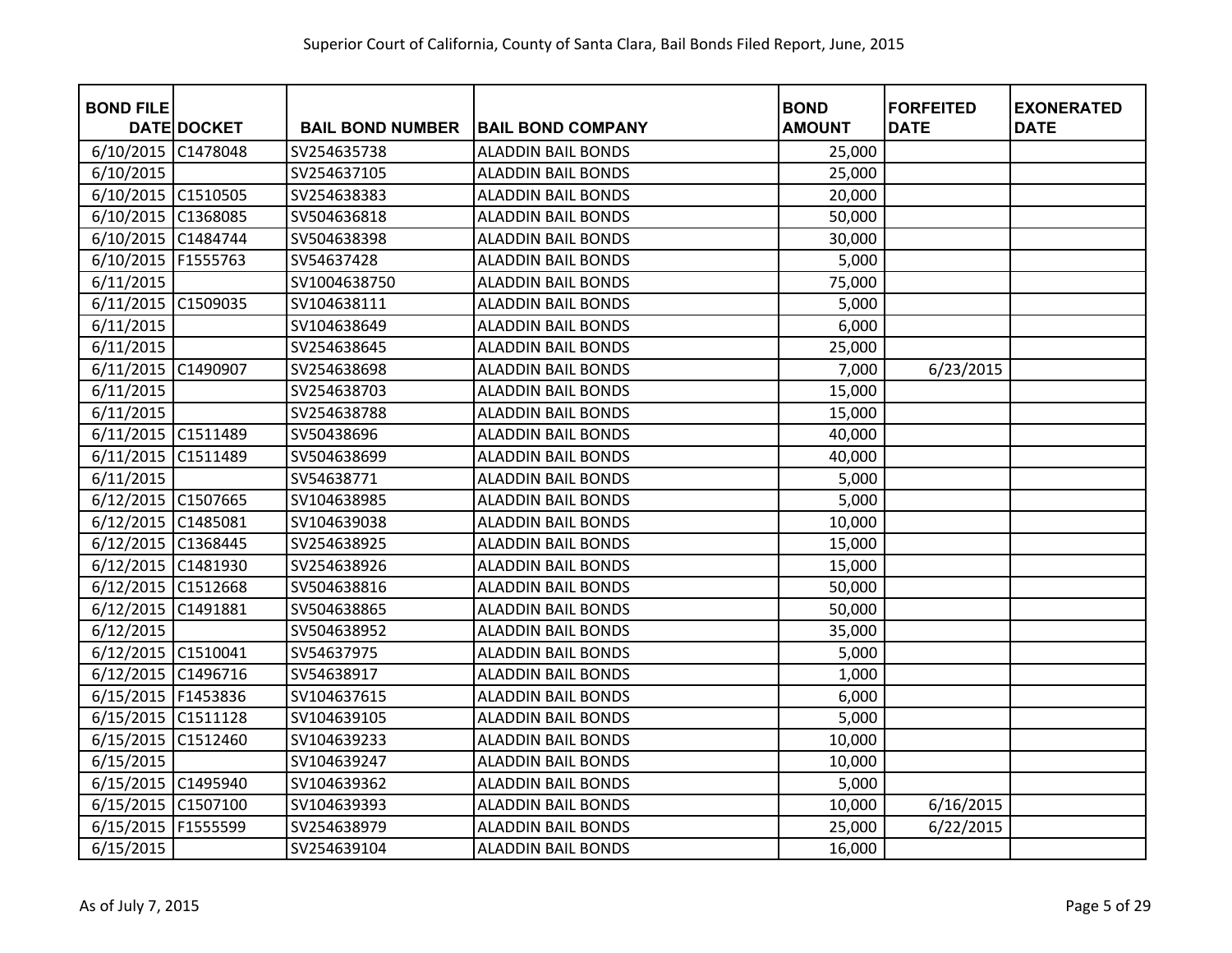| BOND FILE DATE | DOCKET | BAIL BOND NUMBER | BAIL BOND COMPANY | BOND AMOUNT | FORFEITED DATE | EXONERATED DATE |
|---|---|---|---|---|---|---|
| 6/10/2015 | C1478048 | SV254635738 | ALADDIN BAIL BONDS | 25,000 | | |
| 6/10/2015 | | SV254637105 | ALADDIN BAIL BONDS | 25,000 | | |
| 6/10/2015 | C1510505 | SV254638383 | ALADDIN BAIL BONDS | 20,000 | | |
| 6/10/2015 | C1368085 | SV504636818 | ALADDIN BAIL BONDS | 50,000 | | |
| 6/10/2015 | C1484744 | SV504638398 | ALADDIN BAIL BONDS | 30,000 | | |
| 6/10/2015 | F1555763 | SV54637428 | ALADDIN BAIL BONDS | 5,000 | | |
| 6/11/2015 | | SV1004638750 | ALADDIN BAIL BONDS | 75,000 | | |
| 6/11/2015 | C1509035 | SV104638111 | ALADDIN BAIL BONDS | 5,000 | | |
| 6/11/2015 | | SV104638649 | ALADDIN BAIL BONDS | 6,000 | | |
| 6/11/2015 | | SV254638645 | ALADDIN BAIL BONDS | 25,000 | | |
| 6/11/2015 | C1490907 | SV254638698 | ALADDIN BAIL BONDS | 7,000 | 6/23/2015 | |
| 6/11/2015 | | SV254638703 | ALADDIN BAIL BONDS | 15,000 | | |
| 6/11/2015 | | SV254638788 | ALADDIN BAIL BONDS | 15,000 | | |
| 6/11/2015 | C1511489 | SV50438696 | ALADDIN BAIL BONDS | 40,000 | | |
| 6/11/2015 | C1511489 | SV504638699 | ALADDIN BAIL BONDS | 40,000 | | |
| 6/11/2015 | | SV54638771 | ALADDIN BAIL BONDS | 5,000 | | |
| 6/12/2015 | C1507665 | SV104638985 | ALADDIN BAIL BONDS | 5,000 | | |
| 6/12/2015 | C1485081 | SV104639038 | ALADDIN BAIL BONDS | 10,000 | | |
| 6/12/2015 | C1368445 | SV254638925 | ALADDIN BAIL BONDS | 15,000 | | |
| 6/12/2015 | C1481930 | SV254638926 | ALADDIN BAIL BONDS | 15,000 | | |
| 6/12/2015 | C1512668 | SV504638816 | ALADDIN BAIL BONDS | 50,000 | | |
| 6/12/2015 | C1491881 | SV504638865 | ALADDIN BAIL BONDS | 50,000 | | |
| 6/12/2015 | | SV504638952 | ALADDIN BAIL BONDS | 35,000 | | |
| 6/12/2015 | C1510041 | SV54637975 | ALADDIN BAIL BONDS | 5,000 | | |
| 6/12/2015 | C1496716 | SV54638917 | ALADDIN BAIL BONDS | 1,000 | | |
| 6/15/2015 | F1453836 | SV104637615 | ALADDIN BAIL BONDS | 6,000 | | |
| 6/15/2015 | C1511128 | SV104639105 | ALADDIN BAIL BONDS | 5,000 | | |
| 6/15/2015 | C1512460 | SV104639233 | ALADDIN BAIL BONDS | 10,000 | | |
| 6/15/2015 | | SV104639247 | ALADDIN BAIL BONDS | 10,000 | | |
| 6/15/2015 | C1495940 | SV104639362 | ALADDIN BAIL BONDS | 5,000 | | |
| 6/15/2015 | C1507100 | SV104639393 | ALADDIN BAIL BONDS | 10,000 | 6/16/2015 | |
| 6/15/2015 | F1555599 | SV254638979 | ALADDIN BAIL BONDS | 25,000 | 6/22/2015 | |
| 6/15/2015 | | SV254639104 | ALADDIN BAIL BONDS | 16,000 | | |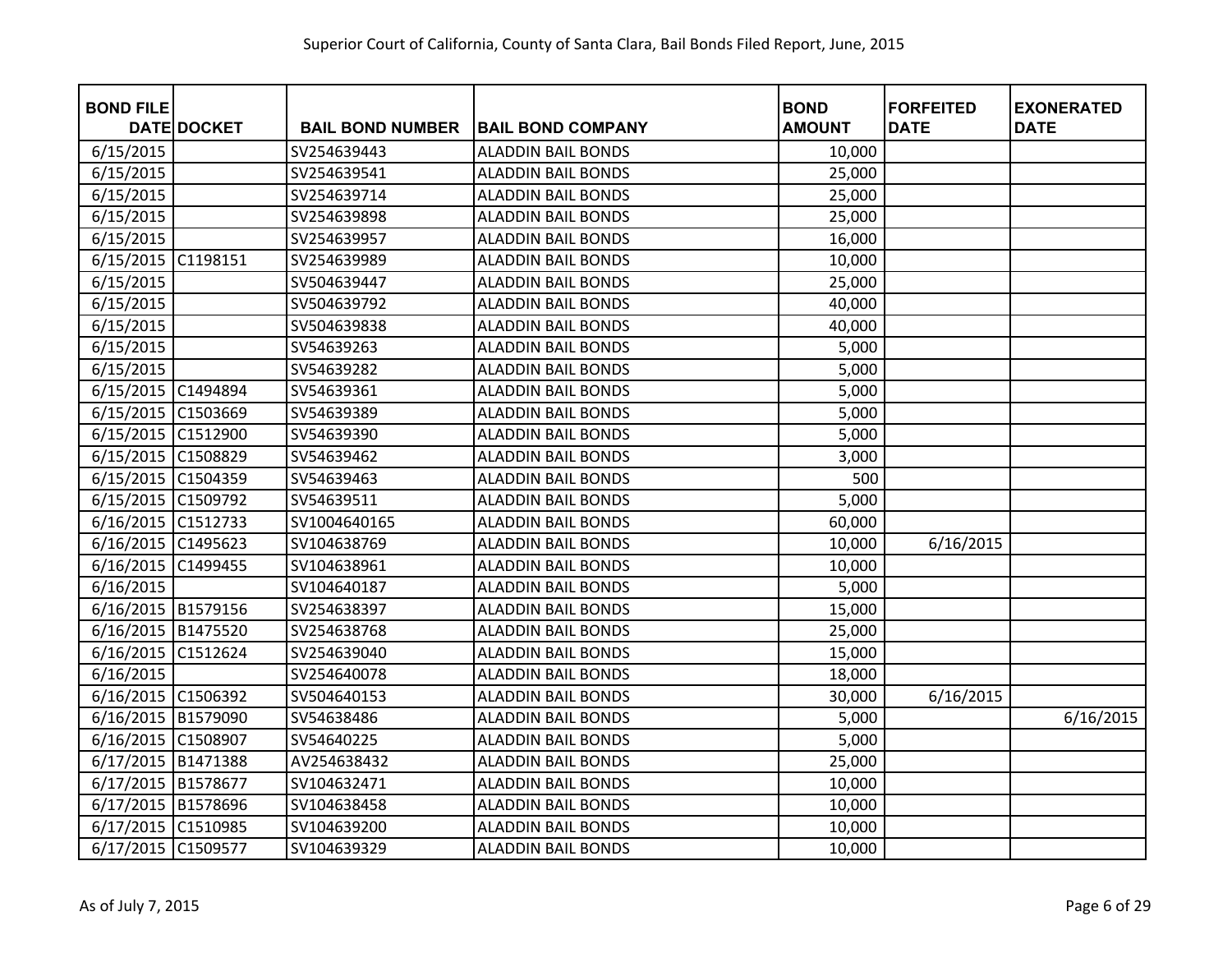Superior Court of California, County of Santa Clara, Bail Bonds Filed Report, June, 2015

| BOND FILE DATE | DOCKET | BAIL BOND NUMBER | BAIL BOND COMPANY | BOND AMOUNT | FORFEITED DATE | EXONERATED DATE |
|---|---|---|---|---|---|---|
| 6/15/2015 | | SV254639443 | ALADDIN BAIL BONDS | 10,000 | | |
| 6/15/2015 | | SV254639541 | ALADDIN BAIL BONDS | 25,000 | | |
| 6/15/2015 | | SV254639714 | ALADDIN BAIL BONDS | 25,000 | | |
| 6/15/2015 | | SV254639898 | ALADDIN BAIL BONDS | 25,000 | | |
| 6/15/2015 | | SV254639957 | ALADDIN BAIL BONDS | 16,000 | | |
| 6/15/2015 | C1198151 | SV254639989 | ALADDIN BAIL BONDS | 10,000 | | |
| 6/15/2015 | | SV504639447 | ALADDIN BAIL BONDS | 25,000 | | |
| 6/15/2015 | | SV504639792 | ALADDIN BAIL BONDS | 40,000 | | |
| 6/15/2015 | | SV504639838 | ALADDIN BAIL BONDS | 40,000 | | |
| 6/15/2015 | | SV54639263 | ALADDIN BAIL BONDS | 5,000 | | |
| 6/15/2015 | | SV54639282 | ALADDIN BAIL BONDS | 5,000 | | |
| 6/15/2015 | C1494894 | SV54639361 | ALADDIN BAIL BONDS | 5,000 | | |
| 6/15/2015 | C1503669 | SV54639389 | ALADDIN BAIL BONDS | 5,000 | | |
| 6/15/2015 | C1512900 | SV54639390 | ALADDIN BAIL BONDS | 5,000 | | |
| 6/15/2015 | C1508829 | SV54639462 | ALADDIN BAIL BONDS | 3,000 | | |
| 6/15/2015 | C1504359 | SV54639463 | ALADDIN BAIL BONDS | 500 | | |
| 6/15/2015 | C1509792 | SV54639511 | ALADDIN BAIL BONDS | 5,000 | | |
| 6/16/2015 | C1512733 | SV1004640165 | ALADDIN BAIL BONDS | 60,000 | | |
| 6/16/2015 | C1495623 | SV104638769 | ALADDIN BAIL BONDS | 10,000 | 6/16/2015 | |
| 6/16/2015 | C1499455 | SV104638961 | ALADDIN BAIL BONDS | 10,000 | | |
| 6/16/2015 | | SV104640187 | ALADDIN BAIL BONDS | 5,000 | | |
| 6/16/2015 | B1579156 | SV254638397 | ALADDIN BAIL BONDS | 15,000 | | |
| 6/16/2015 | B1475520 | SV254638768 | ALADDIN BAIL BONDS | 25,000 | | |
| 6/16/2015 | C1512624 | SV254639040 | ALADDIN BAIL BONDS | 15,000 | | |
| 6/16/2015 | | SV254640078 | ALADDIN BAIL BONDS | 18,000 | | |
| 6/16/2015 | C1506392 | SV504640153 | ALADDIN BAIL BONDS | 30,000 | 6/16/2015 | |
| 6/16/2015 | B1579090 | SV54638486 | ALADDIN BAIL BONDS | 5,000 | | 6/16/2015 |
| 6/16/2015 | C1508907 | SV54640225 | ALADDIN BAIL BONDS | 5,000 | | |
| 6/17/2015 | B1471388 | AV254638432 | ALADDIN BAIL BONDS | 25,000 | | |
| 6/17/2015 | B1578677 | SV104632471 | ALADDIN BAIL BONDS | 10,000 | | |
| 6/17/2015 | B1578696 | SV104638458 | ALADDIN BAIL BONDS | 10,000 | | |
| 6/17/2015 | C1510985 | SV104639200 | ALADDIN BAIL BONDS | 10,000 | | |
| 6/17/2015 | C1509577 | SV104639329 | ALADDIN BAIL BONDS | 10,000 | | |

As of July 7, 2015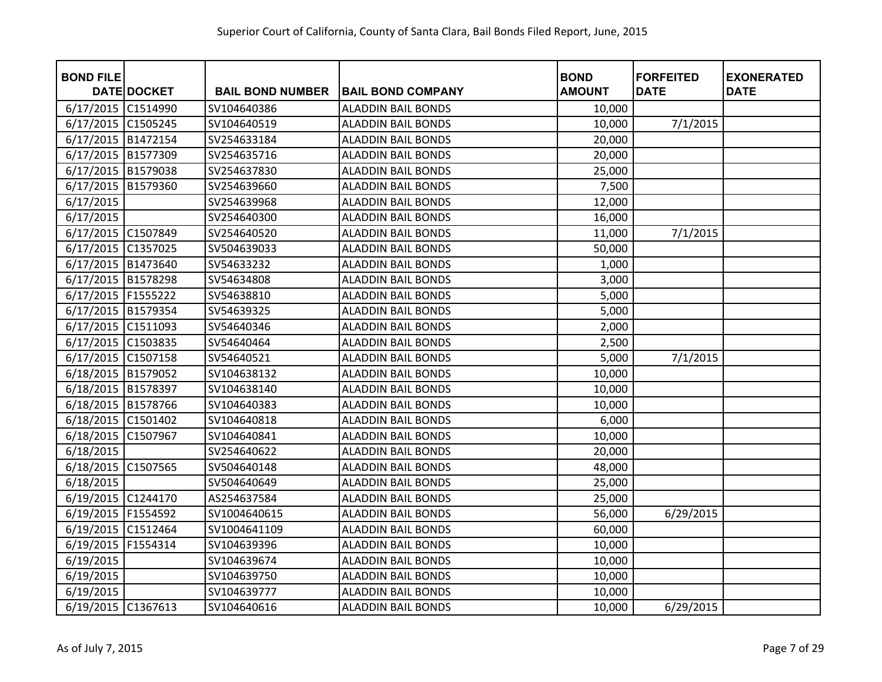Superior Court of California, County of Santa Clara, Bail Bonds Filed Report, June, 2015

| BOND FILE DATE | DOCKET | BAIL BOND NUMBER | BAIL BOND COMPANY | BOND AMOUNT | FORFEITED DATE | EXONERATED DATE |
|---|---|---|---|---|---|---|
| 6/17/2015 | C1514990 | SV104640386 | ALADDIN BAIL BONDS | 10,000 | | |
| 6/17/2015 | C1505245 | SV104640519 | ALADDIN BAIL BONDS | 10,000 | 7/1/2015 | |
| 6/17/2015 | B1472154 | SV254633184 | ALADDIN BAIL BONDS | 20,000 | | |
| 6/17/2015 | B1577309 | SV254635716 | ALADDIN BAIL BONDS | 20,000 | | |
| 6/17/2015 | B1579038 | SV254637830 | ALADDIN BAIL BONDS | 25,000 | | |
| 6/17/2015 | B1579360 | SV254639660 | ALADDIN BAIL BONDS | 7,500 | | |
| 6/17/2015 | | SV254639968 | ALADDIN BAIL BONDS | 12,000 | | |
| 6/17/2015 | | SV254640300 | ALADDIN BAIL BONDS | 16,000 | | |
| 6/17/2015 | C1507849 | SV254640520 | ALADDIN BAIL BONDS | 11,000 | 7/1/2015 | |
| 6/17/2015 | C1357025 | SV504639033 | ALADDIN BAIL BONDS | 50,000 | | |
| 6/17/2015 | B1473640 | SV54633232 | ALADDIN BAIL BONDS | 1,000 | | |
| 6/17/2015 | B1578298 | SV54634808 | ALADDIN BAIL BONDS | 3,000 | | |
| 6/17/2015 | F1555222 | SV54638810 | ALADDIN BAIL BONDS | 5,000 | | |
| 6/17/2015 | B1579354 | SV54639325 | ALADDIN BAIL BONDS | 5,000 | | |
| 6/17/2015 | C1511093 | SV54640346 | ALADDIN BAIL BONDS | 2,000 | | |
| 6/17/2015 | C1503835 | SV54640464 | ALADDIN BAIL BONDS | 2,500 | | |
| 6/17/2015 | C1507158 | SV54640521 | ALADDIN BAIL BONDS | 5,000 | 7/1/2015 | |
| 6/18/2015 | B1579052 | SV104638132 | ALADDIN BAIL BONDS | 10,000 | | |
| 6/18/2015 | B1578397 | SV104638140 | ALADDIN BAIL BONDS | 10,000 | | |
| 6/18/2015 | B1578766 | SV104640383 | ALADDIN BAIL BONDS | 10,000 | | |
| 6/18/2015 | C1501402 | SV104640818 | ALADDIN BAIL BONDS | 6,000 | | |
| 6/18/2015 | C1507967 | SV104640841 | ALADDIN BAIL BONDS | 10,000 | | |
| 6/18/2015 | | SV254640622 | ALADDIN BAIL BONDS | 20,000 | | |
| 6/18/2015 | C1507565 | SV504640148 | ALADDIN BAIL BONDS | 48,000 | | |
| 6/18/2015 | | SV504640649 | ALADDIN BAIL BONDS | 25,000 | | |
| 6/19/2015 | C1244170 | AS254637584 | ALADDIN BAIL BONDS | 25,000 | | |
| 6/19/2015 | F1554592 | SV1004640615 | ALADDIN BAIL BONDS | 56,000 | 6/29/2015 | |
| 6/19/2015 | C1512464 | SV1004641109 | ALADDIN BAIL BONDS | 60,000 | | |
| 6/19/2015 | F1554314 | SV104639396 | ALADDIN BAIL BONDS | 10,000 | | |
| 6/19/2015 | | SV104639674 | ALADDIN BAIL BONDS | 10,000 | | |
| 6/19/2015 | | SV104639750 | ALADDIN BAIL BONDS | 10,000 | | |
| 6/19/2015 | | SV104639777 | ALADDIN BAIL BONDS | 10,000 | | |
| 6/19/2015 | C1367613 | SV104640616 | ALADDIN BAIL BONDS | 10,000 | 6/29/2015 | |

As of July 7, 2015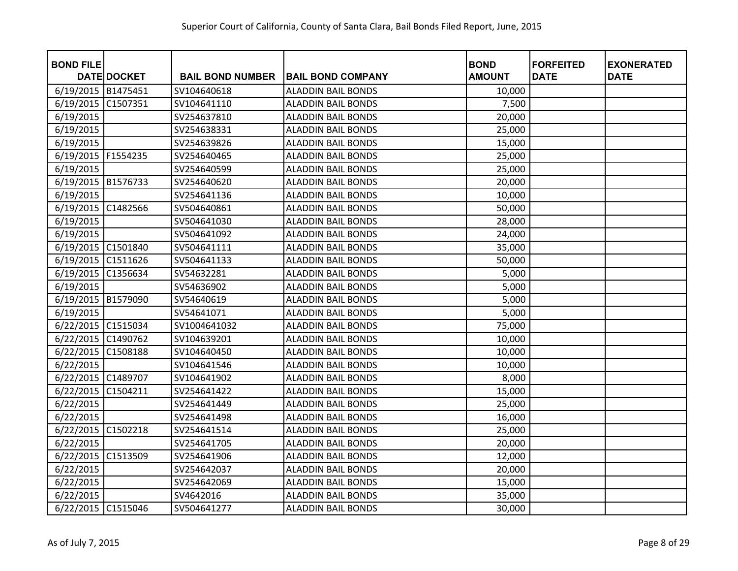Superior Court of California, County of Santa Clara, Bail Bonds Filed Report, June, 2015

| BOND FILE DATE | DOCKET | BAIL BOND NUMBER | BAIL BOND COMPANY | BOND AMOUNT | FORFEITED DATE | EXONERATED DATE |
|---|---|---|---|---|---|---|
| 6/19/2015 | B1475451 | SV104640618 | ALADDIN BAIL BONDS | 10,000 | | |
| 6/19/2015 | C1507351 | SV104641110 | ALADDIN BAIL BONDS | 7,500 | | |
| 6/19/2015 | | SV254637810 | ALADDIN BAIL BONDS | 20,000 | | |
| 6/19/2015 | | SV254638331 | ALADDIN BAIL BONDS | 25,000 | | |
| 6/19/2015 | | SV254639826 | ALADDIN BAIL BONDS | 15,000 | | |
| 6/19/2015 | F1554235 | SV254640465 | ALADDIN BAIL BONDS | 25,000 | | |
| 6/19/2015 | | SV254640599 | ALADDIN BAIL BONDS | 25,000 | | |
| 6/19/2015 | B1576733 | SV254640620 | ALADDIN BAIL BONDS | 20,000 | | |
| 6/19/2015 | | SV254641136 | ALADDIN BAIL BONDS | 10,000 | | |
| 6/19/2015 | C1482566 | SV504640861 | ALADDIN BAIL BONDS | 50,000 | | |
| 6/19/2015 | | SV504641030 | ALADDIN BAIL BONDS | 28,000 | | |
| 6/19/2015 | | SV504641092 | ALADDIN BAIL BONDS | 24,000 | | |
| 6/19/2015 | C1501840 | SV504641111 | ALADDIN BAIL BONDS | 35,000 | | |
| 6/19/2015 | C1511626 | SV504641133 | ALADDIN BAIL BONDS | 50,000 | | |
| 6/19/2015 | C1356634 | SV54632281 | ALADDIN BAIL BONDS | 5,000 | | |
| 6/19/2015 | | SV54636902 | ALADDIN BAIL BONDS | 5,000 | | |
| 6/19/2015 | B1579090 | SV54640619 | ALADDIN BAIL BONDS | 5,000 | | |
| 6/19/2015 | | SV54641071 | ALADDIN BAIL BONDS | 5,000 | | |
| 6/22/2015 | C1515034 | SV1004641032 | ALADDIN BAIL BONDS | 75,000 | | |
| 6/22/2015 | C1490762 | SV104639201 | ALADDIN BAIL BONDS | 10,000 | | |
| 6/22/2015 | C1508188 | SV104640450 | ALADDIN BAIL BONDS | 10,000 | | |
| 6/22/2015 | | SV104641546 | ALADDIN BAIL BONDS | 10,000 | | |
| 6/22/2015 | C1489707 | SV104641902 | ALADDIN BAIL BONDS | 8,000 | | |
| 6/22/2015 | C1504211 | SV254641422 | ALADDIN BAIL BONDS | 15,000 | | |
| 6/22/2015 | | SV254641449 | ALADDIN BAIL BONDS | 25,000 | | |
| 6/22/2015 | | SV254641498 | ALADDIN BAIL BONDS | 16,000 | | |
| 6/22/2015 | C1502218 | SV254641514 | ALADDIN BAIL BONDS | 25,000 | | |
| 6/22/2015 | | SV254641705 | ALADDIN BAIL BONDS | 20,000 | | |
| 6/22/2015 | C1513509 | SV254641906 | ALADDIN BAIL BONDS | 12,000 | | |
| 6/22/2015 | | SV254642037 | ALADDIN BAIL BONDS | 20,000 | | |
| 6/22/2015 | | SV254642069 | ALADDIN BAIL BONDS | 15,000 | | |
| 6/22/2015 | | SV4642016 | ALADDIN BAIL BONDS | 35,000 | | |
| 6/22/2015 | C1515046 | SV504641277 | ALADDIN BAIL BONDS | 30,000 | | |

As of July 7, 2015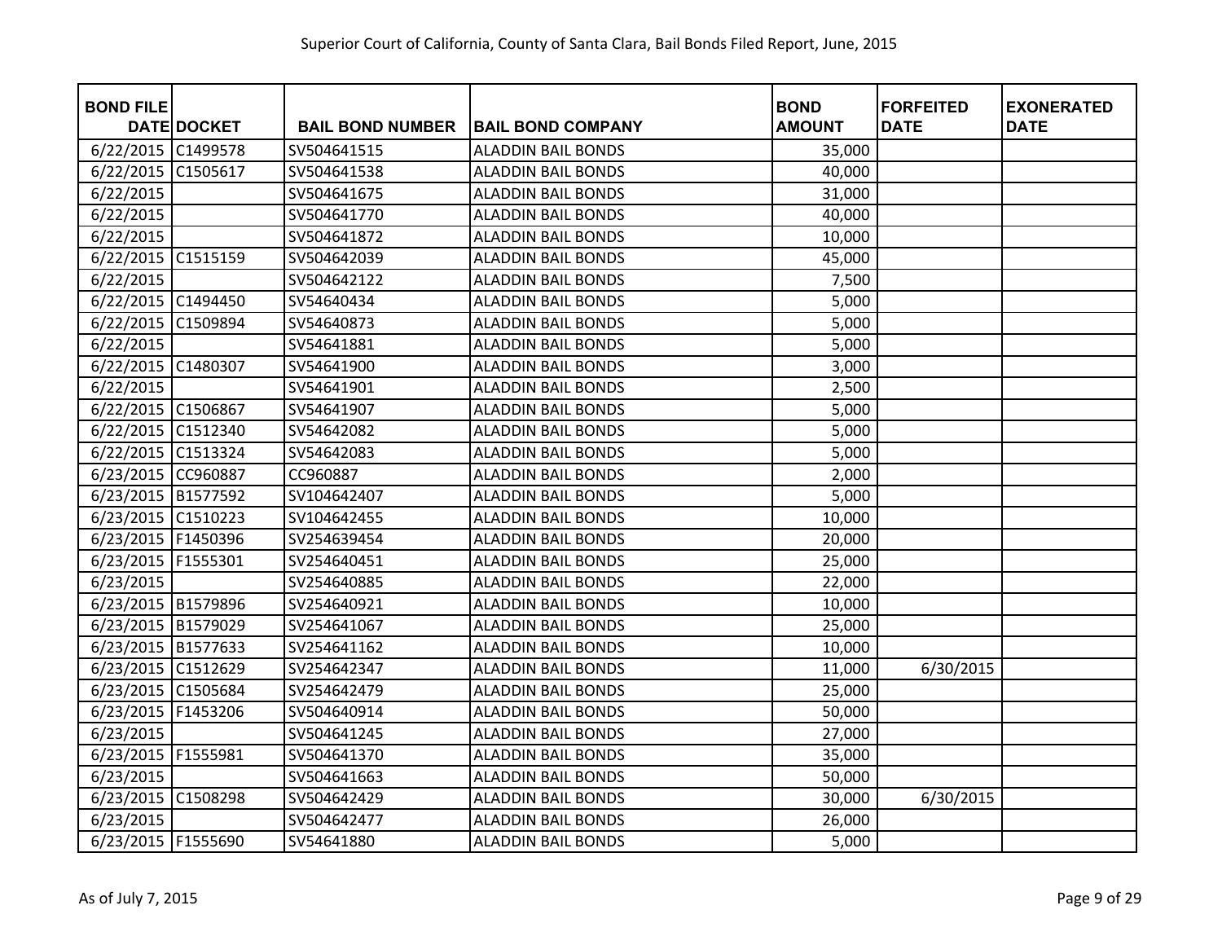Superior Court of California, County of Santa Clara, Bail Bonds Filed Report, June, 2015

| BOND FILE DATE | DOCKET | BAIL BOND NUMBER | BAIL BOND COMPANY | BOND AMOUNT | FORFEITED DATE | EXONERATED DATE |
|---|---|---|---|---|---|---|
| 6/22/2015 | C1499578 | SV504641515 | ALADDIN BAIL BONDS | 35,000 | | |
| 6/22/2015 | C1505617 | SV504641538 | ALADDIN BAIL BONDS | 40,000 | | |
| 6/22/2015 | | SV504641675 | ALADDIN BAIL BONDS | 31,000 | | |
| 6/22/2015 | | SV504641770 | ALADDIN BAIL BONDS | 40,000 | | |
| 6/22/2015 | | SV504641872 | ALADDIN BAIL BONDS | 10,000 | | |
| 6/22/2015 | C1515159 | SV504642039 | ALADDIN BAIL BONDS | 45,000 | | |
| 6/22/2015 | | SV504642122 | ALADDIN BAIL BONDS | 7,500 | | |
| 6/22/2015 | C1494450 | SV54640434 | ALADDIN BAIL BONDS | 5,000 | | |
| 6/22/2015 | C1509894 | SV54640873 | ALADDIN BAIL BONDS | 5,000 | | |
| 6/22/2015 | | SV54641881 | ALADDIN BAIL BONDS | 5,000 | | |
| 6/22/2015 | C1480307 | SV54641900 | ALADDIN BAIL BONDS | 3,000 | | |
| 6/22/2015 | | SV54641901 | ALADDIN BAIL BONDS | 2,500 | | |
| 6/22/2015 | C1506867 | SV54641907 | ALADDIN BAIL BONDS | 5,000 | | |
| 6/22/2015 | C1512340 | SV54642082 | ALADDIN BAIL BONDS | 5,000 | | |
| 6/22/2015 | C1513324 | SV54642083 | ALADDIN BAIL BONDS | 5,000 | | |
| 6/23/2015 | CC960887 | CC960887 | ALADDIN BAIL BONDS | 2,000 | | |
| 6/23/2015 | B1577592 | SV104642407 | ALADDIN BAIL BONDS | 5,000 | | |
| 6/23/2015 | C1510223 | SV104642455 | ALADDIN BAIL BONDS | 10,000 | | |
| 6/23/2015 | F1450396 | SV254639454 | ALADDIN BAIL BONDS | 20,000 | | |
| 6/23/2015 | F1555301 | SV254640451 | ALADDIN BAIL BONDS | 25,000 | | |
| 6/23/2015 | | SV254640885 | ALADDIN BAIL BONDS | 22,000 | | |
| 6/23/2015 | B1579896 | SV254640921 | ALADDIN BAIL BONDS | 10,000 | | |
| 6/23/2015 | B1579029 | SV254641067 | ALADDIN BAIL BONDS | 25,000 | | |
| 6/23/2015 | B1577633 | SV254641162 | ALADDIN BAIL BONDS | 10,000 | | |
| 6/23/2015 | C1512629 | SV254642347 | ALADDIN BAIL BONDS | 11,000 | 6/30/2015 | |
| 6/23/2015 | C1505684 | SV254642479 | ALADDIN BAIL BONDS | 25,000 | | |
| 6/23/2015 | F1453206 | SV504640914 | ALADDIN BAIL BONDS | 50,000 | | |
| 6/23/2015 | | SV504641245 | ALADDIN BAIL BONDS | 27,000 | | |
| 6/23/2015 | F1555981 | SV504641370 | ALADDIN BAIL BONDS | 35,000 | | |
| 6/23/2015 | | SV504641663 | ALADDIN BAIL BONDS | 50,000 | | |
| 6/23/2015 | C1508298 | SV504642429 | ALADDIN BAIL BONDS | 30,000 | 6/30/2015 | |
| 6/23/2015 | | SV504642477 | ALADDIN BAIL BONDS | 26,000 | | |
| 6/23/2015 | F1555690 | SV54641880 | ALADDIN BAIL BONDS | 5,000 | | |

As of July 7, 2015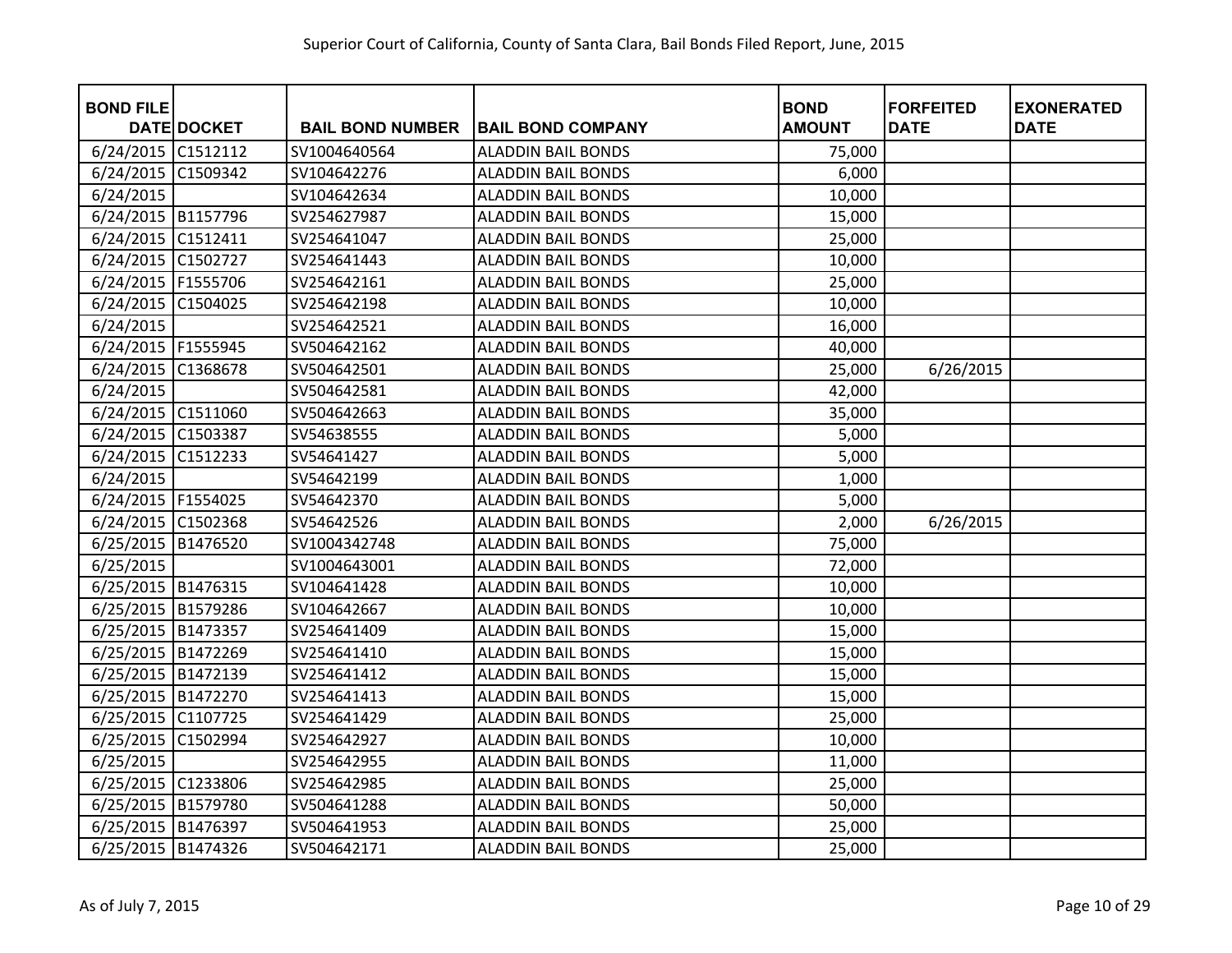Superior Court of California, County of Santa Clara, Bail Bonds Filed Report, June, 2015

| BOND FILE DATE | DOCKET | BAIL BOND NUMBER | BAIL BOND COMPANY | BOND AMOUNT | FORFEITED DATE | EXONERATED DATE |
|---|---|---|---|---|---|---|
| 6/24/2015 | C1512112 | SV1004640564 | ALADDIN BAIL BONDS | 75,000 | | |
| 6/24/2015 | C1509342 | SV104642276 | ALADDIN BAIL BONDS | 6,000 | | |
| 6/24/2015 | | SV104642634 | ALADDIN BAIL BONDS | 10,000 | | |
| 6/24/2015 | B1157796 | SV254627987 | ALADDIN BAIL BONDS | 15,000 | | |
| 6/24/2015 | C1512411 | SV254641047 | ALADDIN BAIL BONDS | 25,000 | | |
| 6/24/2015 | C1502727 | SV254641443 | ALADDIN BAIL BONDS | 10,000 | | |
| 6/24/2015 | F1555706 | SV254642161 | ALADDIN BAIL BONDS | 25,000 | | |
| 6/24/2015 | C1504025 | SV254642198 | ALADDIN BAIL BONDS | 10,000 | | |
| 6/24/2015 | | SV254642521 | ALADDIN BAIL BONDS | 16,000 | | |
| 6/24/2015 | F1555945 | SV504642162 | ALADDIN BAIL BONDS | 40,000 | | |
| 6/24/2015 | C1368678 | SV504642501 | ALADDIN BAIL BONDS | 25,000 | 6/26/2015 | |
| 6/24/2015 | | SV504642581 | ALADDIN BAIL BONDS | 42,000 | | |
| 6/24/2015 | C1511060 | SV504642663 | ALADDIN BAIL BONDS | 35,000 | | |
| 6/24/2015 | C1503387 | SV54638555 | ALADDIN BAIL BONDS | 5,000 | | |
| 6/24/2015 | C1512233 | SV54641427 | ALADDIN BAIL BONDS | 5,000 | | |
| 6/24/2015 | | SV54642199 | ALADDIN BAIL BONDS | 1,000 | | |
| 6/24/2015 | F1554025 | SV54642370 | ALADDIN BAIL BONDS | 5,000 | | |
| 6/24/2015 | C1502368 | SV54642526 | ALADDIN BAIL BONDS | 2,000 | 6/26/2015 | |
| 6/25/2015 | B1476520 | SV1004342748 | ALADDIN BAIL BONDS | 75,000 | | |
| 6/25/2015 | | SV1004643001 | ALADDIN BAIL BONDS | 72,000 | | |
| 6/25/2015 | B1476315 | SV104641428 | ALADDIN BAIL BONDS | 10,000 | | |
| 6/25/2015 | B1579286 | SV104642667 | ALADDIN BAIL BONDS | 10,000 | | |
| 6/25/2015 | B1473357 | SV254641409 | ALADDIN BAIL BONDS | 15,000 | | |
| 6/25/2015 | B1472269 | SV254641410 | ALADDIN BAIL BONDS | 15,000 | | |
| 6/25/2015 | B1472139 | SV254641412 | ALADDIN BAIL BONDS | 15,000 | | |
| 6/25/2015 | B1472270 | SV254641413 | ALADDIN BAIL BONDS | 15,000 | | |
| 6/25/2015 | C1107725 | SV254641429 | ALADDIN BAIL BONDS | 25,000 | | |
| 6/25/2015 | C1502994 | SV254642927 | ALADDIN BAIL BONDS | 10,000 | | |
| 6/25/2015 | | SV254642955 | ALADDIN BAIL BONDS | 11,000 | | |
| 6/25/2015 | C1233806 | SV254642985 | ALADDIN BAIL BONDS | 25,000 | | |
| 6/25/2015 | B1579780 | SV504641288 | ALADDIN BAIL BONDS | 50,000 | | |
| 6/25/2015 | B1476397 | SV504641953 | ALADDIN BAIL BONDS | 25,000 | | |
| 6/25/2015 | B1474326 | SV504642171 | ALADDIN BAIL BONDS | 25,000 | | |

As of July 7, 2015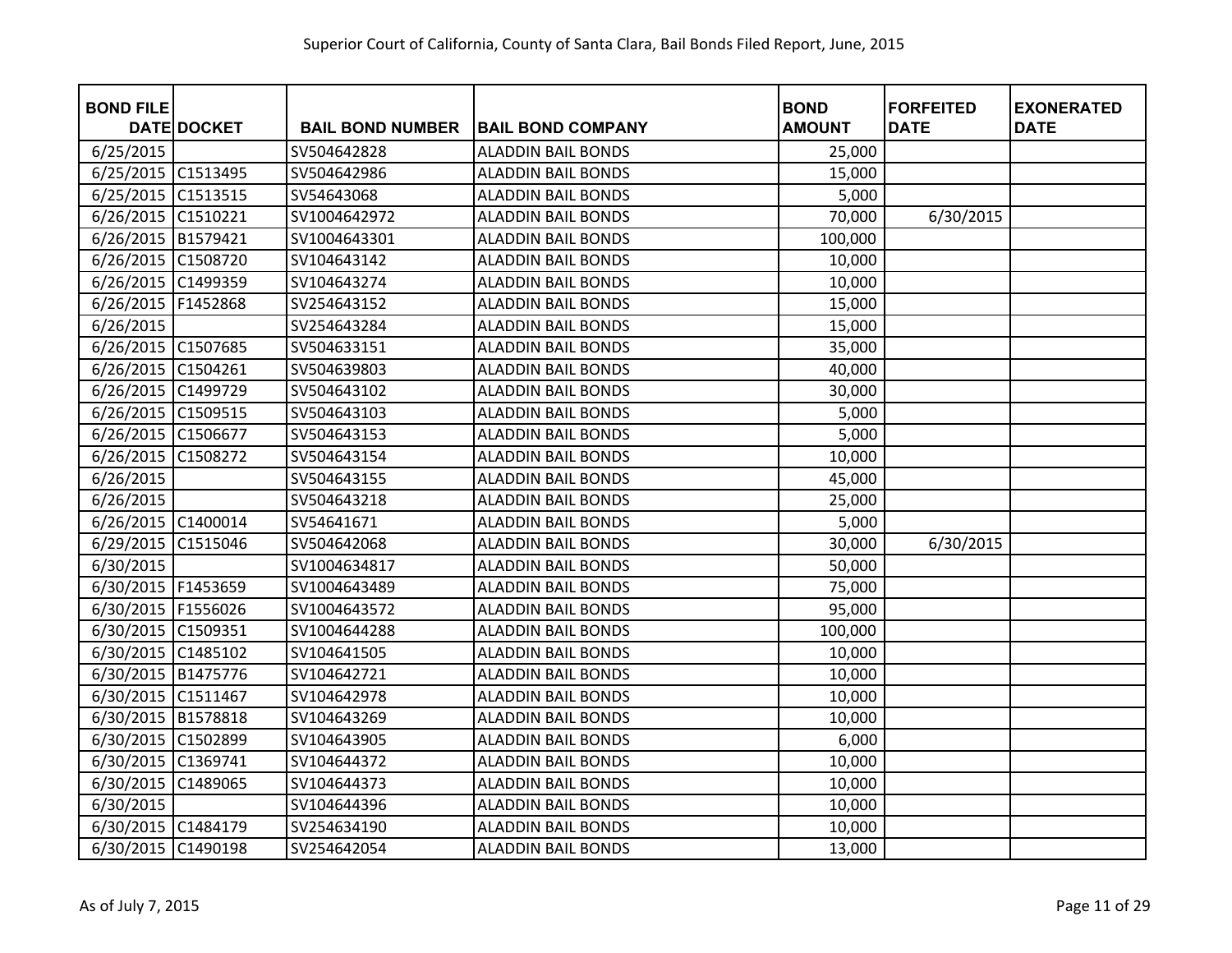Superior Court of California, County of Santa Clara, Bail Bonds Filed Report, June, 2015

| BOND FILE DATE | DOCKET | BAIL BOND NUMBER | BAIL BOND COMPANY | BOND AMOUNT | FORFEITED DATE | EXONERATED DATE |
|---|---|---|---|---|---|---|
| 6/25/2015 | | SV504642828 | ALADDIN BAIL BONDS | 25,000 | | |
| 6/25/2015 | C1513495 | SV504642986 | ALADDIN BAIL BONDS | 15,000 | | |
| 6/25/2015 | C1513515 | SV54643068 | ALADDIN BAIL BONDS | 5,000 | | |
| 6/26/2015 | C1510221 | SV1004642972 | ALADDIN BAIL BONDS | 70,000 | 6/30/2015 | |
| 6/26/2015 | B1579421 | SV1004643301 | ALADDIN BAIL BONDS | 100,000 | | |
| 6/26/2015 | C1508720 | SV104643142 | ALADDIN BAIL BONDS | 10,000 | | |
| 6/26/2015 | C1499359 | SV104643274 | ALADDIN BAIL BONDS | 10,000 | | |
| 6/26/2015 | F1452868 | SV254643152 | ALADDIN BAIL BONDS | 15,000 | | |
| 6/26/2015 | | SV254643284 | ALADDIN BAIL BONDS | 15,000 | | |
| 6/26/2015 | C1507685 | SV504633151 | ALADDIN BAIL BONDS | 35,000 | | |
| 6/26/2015 | C1504261 | SV504639803 | ALADDIN BAIL BONDS | 40,000 | | |
| 6/26/2015 | C1499729 | SV504643102 | ALADDIN BAIL BONDS | 30,000 | | |
| 6/26/2015 | C1509515 | SV504643103 | ALADDIN BAIL BONDS | 5,000 | | |
| 6/26/2015 | C1506677 | SV504643153 | ALADDIN BAIL BONDS | 5,000 | | |
| 6/26/2015 | C1508272 | SV504643154 | ALADDIN BAIL BONDS | 10,000 | | |
| 6/26/2015 | | SV504643155 | ALADDIN BAIL BONDS | 45,000 | | |
| 6/26/2015 | | SV504643218 | ALADDIN BAIL BONDS | 25,000 | | |
| 6/26/2015 | C1400014 | SV54641671 | ALADDIN BAIL BONDS | 5,000 | | |
| 6/29/2015 | C1515046 | SV504642068 | ALADDIN BAIL BONDS | 30,000 | 6/30/2015 | |
| 6/30/2015 | | SV1004634817 | ALADDIN BAIL BONDS | 50,000 | | |
| 6/30/2015 | F1453659 | SV1004643489 | ALADDIN BAIL BONDS | 75,000 | | |
| 6/30/2015 | F1556026 | SV1004643572 | ALADDIN BAIL BONDS | 95,000 | | |
| 6/30/2015 | C1509351 | SV1004644288 | ALADDIN BAIL BONDS | 100,000 | | |
| 6/30/2015 | C1485102 | SV104641505 | ALADDIN BAIL BONDS | 10,000 | | |
| 6/30/2015 | B1475776 | SV104642721 | ALADDIN BAIL BONDS | 10,000 | | |
| 6/30/2015 | C1511467 | SV104642978 | ALADDIN BAIL BONDS | 10,000 | | |
| 6/30/2015 | B1578818 | SV104643269 | ALADDIN BAIL BONDS | 10,000 | | |
| 6/30/2015 | C1502899 | SV104643905 | ALADDIN BAIL BONDS | 6,000 | | |
| 6/30/2015 | C1369741 | SV104644372 | ALADDIN BAIL BONDS | 10,000 | | |
| 6/30/2015 | C1489065 | SV104644373 | ALADDIN BAIL BONDS | 10,000 | | |
| 6/30/2015 | | SV104644396 | ALADDIN BAIL BONDS | 10,000 | | |
| 6/30/2015 | C1484179 | SV254634190 | ALADDIN BAIL BONDS | 10,000 | | |
| 6/30/2015 | C1490198 | SV254642054 | ALADDIN BAIL BONDS | 13,000 | | |

As of July 7, 2015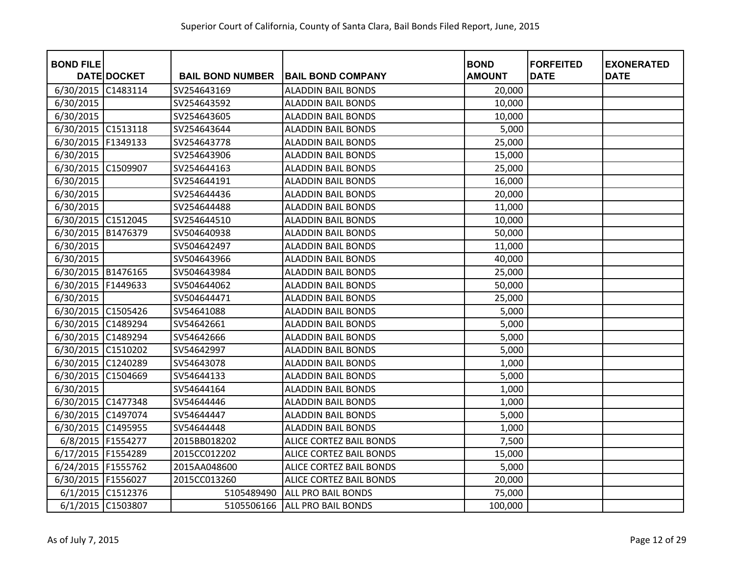Superior Court of California, County of Santa Clara, Bail Bonds Filed Report, June, 2015

| BOND FILE DATE | DOCKET | BAIL BOND NUMBER | BAIL BOND COMPANY | BOND AMOUNT | FORFEITED DATE | EXONERATED DATE |
|---|---|---|---|---|---|---|
| 6/30/2015 | C1483114 | SV254643169 | ALADDIN BAIL BONDS | 20,000 | | |
| 6/30/2015 | | SV254643592 | ALADDIN BAIL BONDS | 10,000 | | |
| 6/30/2015 | | SV254643605 | ALADDIN BAIL BONDS | 10,000 | | |
| 6/30/2015 | C1513118 | SV254643644 | ALADDIN BAIL BONDS | 5,000 | | |
| 6/30/2015 | F1349133 | SV254643778 | ALADDIN BAIL BONDS | 25,000 | | |
| 6/30/2015 | | SV254643906 | ALADDIN BAIL BONDS | 15,000 | | |
| 6/30/2015 | C1509907 | SV254644163 | ALADDIN BAIL BONDS | 25,000 | | |
| 6/30/2015 | | SV254644191 | ALADDIN BAIL BONDS | 16,000 | | |
| 6/30/2015 | | SV254644436 | ALADDIN BAIL BONDS | 20,000 | | |
| 6/30/2015 | | SV254644488 | ALADDIN BAIL BONDS | 11,000 | | |
| 6/30/2015 | C1512045 | SV254644510 | ALADDIN BAIL BONDS | 10,000 | | |
| 6/30/2015 | B1476379 | SV504640938 | ALADDIN BAIL BONDS | 50,000 | | |
| 6/30/2015 | | SV504642497 | ALADDIN BAIL BONDS | 11,000 | | |
| 6/30/2015 | | SV504643966 | ALADDIN BAIL BONDS | 40,000 | | |
| 6/30/2015 | B1476165 | SV504643984 | ALADDIN BAIL BONDS | 25,000 | | |
| 6/30/2015 | F1449633 | SV504644062 | ALADDIN BAIL BONDS | 50,000 | | |
| 6/30/2015 | | SV504644471 | ALADDIN BAIL BONDS | 25,000 | | |
| 6/30/2015 | C1505426 | SV54641088 | ALADDIN BAIL BONDS | 5,000 | | |
| 6/30/2015 | C1489294 | SV54642661 | ALADDIN BAIL BONDS | 5,000 | | |
| 6/30/2015 | C1489294 | SV54642666 | ALADDIN BAIL BONDS | 5,000 | | |
| 6/30/2015 | C1510202 | SV54642997 | ALADDIN BAIL BONDS | 5,000 | | |
| 6/30/2015 | C1240289 | SV54643078 | ALADDIN BAIL BONDS | 1,000 | | |
| 6/30/2015 | C1504669 | SV54644133 | ALADDIN BAIL BONDS | 5,000 | | |
| 6/30/2015 | | SV54644164 | ALADDIN BAIL BONDS | 1,000 | | |
| 6/30/2015 | C1477348 | SV54644446 | ALADDIN BAIL BONDS | 1,000 | | |
| 6/30/2015 | C1497074 | SV54644447 | ALADDIN BAIL BONDS | 5,000 | | |
| 6/30/2015 | C1495955 | SV54644448 | ALADDIN BAIL BONDS | 1,000 | | |
| 6/8/2015 | F1554277 | 2015BB018202 | ALICE CORTEZ BAIL BONDS | 7,500 | | |
| 6/17/2015 | F1554289 | 2015CC012202 | ALICE CORTEZ BAIL BONDS | 15,000 | | |
| 6/24/2015 | F1555762 | 2015AA048600 | ALICE CORTEZ BAIL BONDS | 5,000 | | |
| 6/30/2015 | F1556027 | 2015CC013260 | ALICE CORTEZ BAIL BONDS | 20,000 | | |
| 6/1/2015 | C1512376 | 5105489490 | ALL PRO BAIL BONDS | 75,000 | | |
| 6/1/2015 | C1503807 | 5105506166 | ALL PRO BAIL BONDS | 100,000 | | |

As of July 7, 2015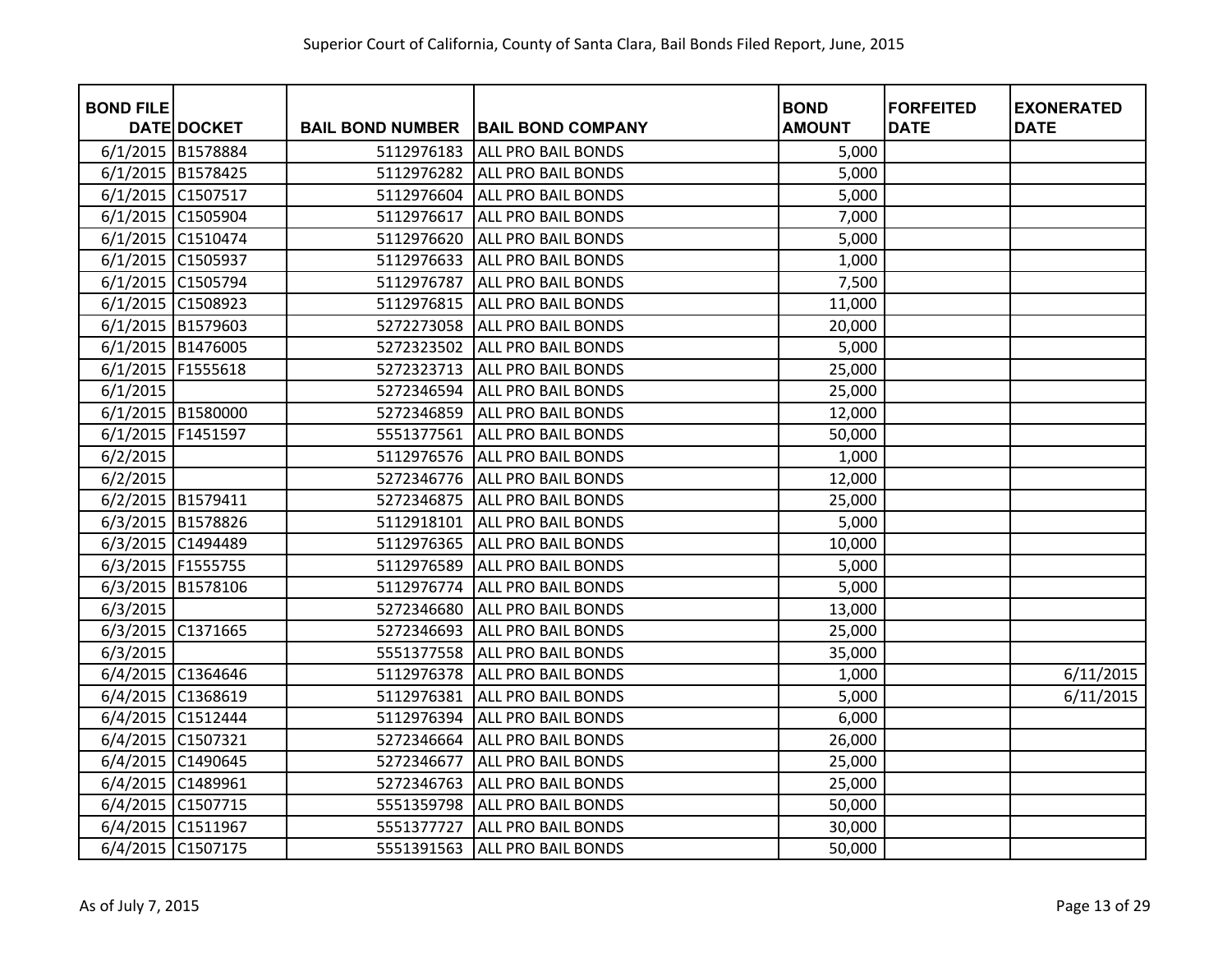Superior Court of California, County of Santa Clara, Bail Bonds Filed Report, June, 2015

| BOND FILE DATE | DOCKET | BAIL BOND NUMBER | BAIL BOND COMPANY | BOND AMOUNT | FORFEITED DATE | EXONERATED DATE |
|---|---|---|---|---|---|---|
| 6/1/2015 | B1578884 | 5112976183 | ALL PRO BAIL BONDS | 5,000 | | |
| 6/1/2015 | B1578425 | 5112976282 | ALL PRO BAIL BONDS | 5,000 | | |
| 6/1/2015 | C1507517 | 5112976604 | ALL PRO BAIL BONDS | 5,000 | | |
| 6/1/2015 | C1505904 | 5112976617 | ALL PRO BAIL BONDS | 7,000 | | |
| 6/1/2015 | C1510474 | 5112976620 | ALL PRO BAIL BONDS | 5,000 | | |
| 6/1/2015 | C1505937 | 5112976633 | ALL PRO BAIL BONDS | 1,000 | | |
| 6/1/2015 | C1505794 | 5112976787 | ALL PRO BAIL BONDS | 7,500 | | |
| 6/1/2015 | C1508923 | 5112976815 | ALL PRO BAIL BONDS | 11,000 | | |
| 6/1/2015 | B1579603 | 5272273058 | ALL PRO BAIL BONDS | 20,000 | | |
| 6/1/2015 | B1476005 | 5272323502 | ALL PRO BAIL BONDS | 5,000 | | |
| 6/1/2015 | F1555618 | 5272323713 | ALL PRO BAIL BONDS | 25,000 | | |
| 6/1/2015 | | 5272346594 | ALL PRO BAIL BONDS | 25,000 | | |
| 6/1/2015 | B1580000 | 5272346859 | ALL PRO BAIL BONDS | 12,000 | | |
| 6/1/2015 | F1451597 | 5551377561 | ALL PRO BAIL BONDS | 50,000 | | |
| 6/2/2015 | | 5112976576 | ALL PRO BAIL BONDS | 1,000 | | |
| 6/2/2015 | | 5272346776 | ALL PRO BAIL BONDS | 12,000 | | |
| 6/2/2015 | B1579411 | 5272346875 | ALL PRO BAIL BONDS | 25,000 | | |
| 6/3/2015 | B1578826 | 5112918101 | ALL PRO BAIL BONDS | 5,000 | | |
| 6/3/2015 | C1494489 | 5112976365 | ALL PRO BAIL BONDS | 10,000 | | |
| 6/3/2015 | F1555755 | 5112976589 | ALL PRO BAIL BONDS | 5,000 | | |
| 6/3/2015 | B1578106 | 5112976774 | ALL PRO BAIL BONDS | 5,000 | | |
| 6/3/2015 | | 5272346680 | ALL PRO BAIL BONDS | 13,000 | | |
| 6/3/2015 | C1371665 | 5272346693 | ALL PRO BAIL BONDS | 25,000 | | |
| 6/3/2015 | | 5551377558 | ALL PRO BAIL BONDS | 35,000 | | |
| 6/4/2015 | C1364646 | 5112976378 | ALL PRO BAIL BONDS | 1,000 | | 6/11/2015 |
| 6/4/2015 | C1368619 | 5112976381 | ALL PRO BAIL BONDS | 5,000 | | 6/11/2015 |
| 6/4/2015 | C1512444 | 5112976394 | ALL PRO BAIL BONDS | 6,000 | | |
| 6/4/2015 | C1507321 | 5272346664 | ALL PRO BAIL BONDS | 26,000 | | |
| 6/4/2015 | C1490645 | 5272346677 | ALL PRO BAIL BONDS | 25,000 | | |
| 6/4/2015 | C1489961 | 5272346763 | ALL PRO BAIL BONDS | 25,000 | | |
| 6/4/2015 | C1507715 | 5551359798 | ALL PRO BAIL BONDS | 50,000 | | |
| 6/4/2015 | C1511967 | 5551377727 | ALL PRO BAIL BONDS | 30,000 | | |
| 6/4/2015 | C1507175 | 5551391563 | ALL PRO BAIL BONDS | 50,000 | | |

As of July 7, 2015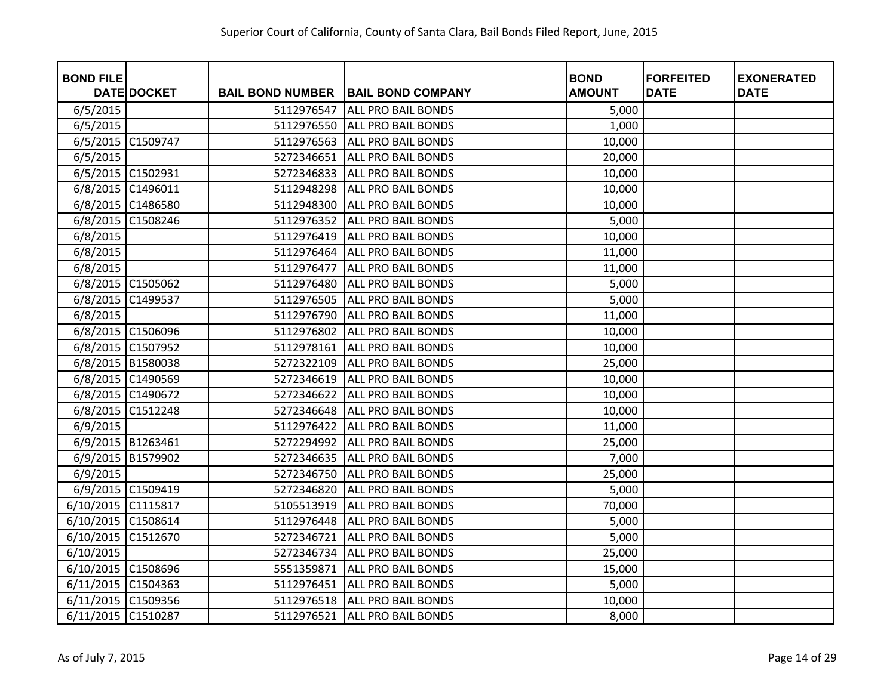Superior Court of California, County of Santa Clara, Bail Bonds Filed Report, June, 2015

| BOND FILE DATE | DOCKET | BAIL BOND NUMBER | BAIL BOND COMPANY | BOND AMOUNT | FORFEITED DATE | EXONERATED DATE |
|---|---|---|---|---|---|---|
| 6/5/2015 | | 5112976547 | ALL PRO BAIL BONDS | 5,000 | | |
| 6/5/2015 | | 5112976550 | ALL PRO BAIL BONDS | 1,000 | | |
| 6/5/2015 | C1509747 | 5112976563 | ALL PRO BAIL BONDS | 10,000 | | |
| 6/5/2015 | | 5272346651 | ALL PRO BAIL BONDS | 20,000 | | |
| 6/5/2015 | C1502931 | 5272346833 | ALL PRO BAIL BONDS | 10,000 | | |
| 6/8/2015 | C1496011 | 5112948298 | ALL PRO BAIL BONDS | 10,000 | | |
| 6/8/2015 | C1486580 | 5112948300 | ALL PRO BAIL BONDS | 10,000 | | |
| 6/8/2015 | C1508246 | 5112976352 | ALL PRO BAIL BONDS | 5,000 | | |
| 6/8/2015 | | 5112976419 | ALL PRO BAIL BONDS | 10,000 | | |
| 6/8/2015 | | 5112976464 | ALL PRO BAIL BONDS | 11,000 | | |
| 6/8/2015 | | 5112976477 | ALL PRO BAIL BONDS | 11,000 | | |
| 6/8/2015 | C1505062 | 5112976480 | ALL PRO BAIL BONDS | 5,000 | | |
| 6/8/2015 | C1499537 | 5112976505 | ALL PRO BAIL BONDS | 5,000 | | |
| 6/8/2015 | | 5112976790 | ALL PRO BAIL BONDS | 11,000 | | |
| 6/8/2015 | C1506096 | 5112976802 | ALL PRO BAIL BONDS | 10,000 | | |
| 6/8/2015 | C1507952 | 5112978161 | ALL PRO BAIL BONDS | 10,000 | | |
| 6/8/2015 | B1580038 | 5272322109 | ALL PRO BAIL BONDS | 25,000 | | |
| 6/8/2015 | C1490569 | 5272346619 | ALL PRO BAIL BONDS | 10,000 | | |
| 6/8/2015 | C1490672 | 5272346622 | ALL PRO BAIL BONDS | 10,000 | | |
| 6/8/2015 | C1512248 | 5272346648 | ALL PRO BAIL BONDS | 10,000 | | |
| 6/9/2015 | | 5112976422 | ALL PRO BAIL BONDS | 11,000 | | |
| 6/9/2015 | B1263461 | 5272294992 | ALL PRO BAIL BONDS | 25,000 | | |
| 6/9/2015 | B1579902 | 5272346635 | ALL PRO BAIL BONDS | 7,000 | | |
| 6/9/2015 | | 5272346750 | ALL PRO BAIL BONDS | 25,000 | | |
| 6/9/2015 | C1509419 | 5272346820 | ALL PRO BAIL BONDS | 5,000 | | |
| 6/10/2015 | C1115817 | 5105513919 | ALL PRO BAIL BONDS | 70,000 | | |
| 6/10/2015 | C1508614 | 5112976448 | ALL PRO BAIL BONDS | 5,000 | | |
| 6/10/2015 | C1512670 | 5272346721 | ALL PRO BAIL BONDS | 5,000 | | |
| 6/10/2015 | | 5272346734 | ALL PRO BAIL BONDS | 25,000 | | |
| 6/10/2015 | C1508696 | 5551359871 | ALL PRO BAIL BONDS | 15,000 | | |
| 6/11/2015 | C1504363 | 5112976451 | ALL PRO BAIL BONDS | 5,000 | | |
| 6/11/2015 | C1509356 | 5112976518 | ALL PRO BAIL BONDS | 10,000 | | |
| 6/11/2015 | C1510287 | 5112976521 | ALL PRO BAIL BONDS | 8,000 | | |

As of July 7, 2015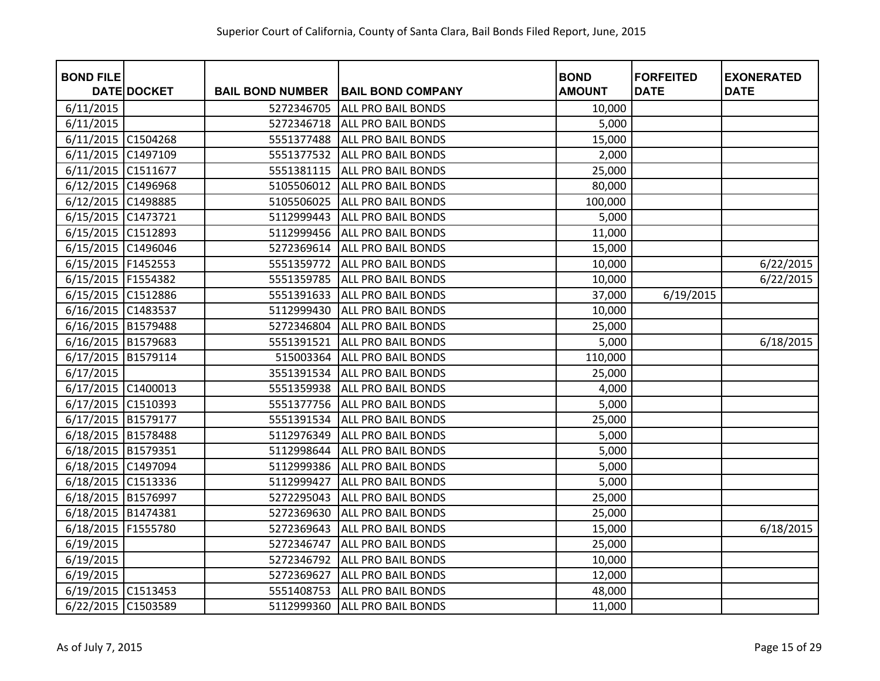Superior Court of California, County of Santa Clara, Bail Bonds Filed Report, June, 2015

| BOND FILE DATE | DOCKET | BAIL BOND NUMBER | BAIL BOND COMPANY | BOND AMOUNT | FORFEITED DATE | EXONERATED DATE |
|---|---|---|---|---|---|---|
| 6/11/2015 | | 5272346705 | ALL PRO BAIL BONDS | 10,000 | | |
| 6/11/2015 | | 5272346718 | ALL PRO BAIL BONDS | 5,000 | | |
| 6/11/2015 | C1504268 | 5551377488 | ALL PRO BAIL BONDS | 15,000 | | |
| 6/11/2015 | C1497109 | 5551377532 | ALL PRO BAIL BONDS | 2,000 | | |
| 6/11/2015 | C1511677 | 5551381115 | ALL PRO BAIL BONDS | 25,000 | | |
| 6/12/2015 | C1496968 | 5105506012 | ALL PRO BAIL BONDS | 80,000 | | |
| 6/12/2015 | C1498885 | 5105506025 | ALL PRO BAIL BONDS | 100,000 | | |
| 6/15/2015 | C1473721 | 5112999443 | ALL PRO BAIL BONDS | 5,000 | | |
| 6/15/2015 | C1512893 | 5112999456 | ALL PRO BAIL BONDS | 11,000 | | |
| 6/15/2015 | C1496046 | 5272369614 | ALL PRO BAIL BONDS | 15,000 | | |
| 6/15/2015 | F1452553 | 5551359772 | ALL PRO BAIL BONDS | 10,000 | | 6/22/2015 |
| 6/15/2015 | F1554382 | 5551359785 | ALL PRO BAIL BONDS | 10,000 | | 6/22/2015 |
| 6/15/2015 | C1512886 | 5551391633 | ALL PRO BAIL BONDS | 37,000 | 6/19/2015 | |
| 6/16/2015 | C1483537 | 5112999430 | ALL PRO BAIL BONDS | 10,000 | | |
| 6/16/2015 | B1579488 | 5272346804 | ALL PRO BAIL BONDS | 25,000 | | |
| 6/16/2015 | B1579683 | 5551391521 | ALL PRO BAIL BONDS | 5,000 | | 6/18/2015 |
| 6/17/2015 | B1579114 | 515003364 | ALL PRO BAIL BONDS | 110,000 | | |
| 6/17/2015 | | 3551391534 | ALL PRO BAIL BONDS | 25,000 | | |
| 6/17/2015 | C1400013 | 5551359938 | ALL PRO BAIL BONDS | 4,000 | | |
| 6/17/2015 | C1510393 | 5551377756 | ALL PRO BAIL BONDS | 5,000 | | |
| 6/17/2015 | B1579177 | 5551391534 | ALL PRO BAIL BONDS | 25,000 | | |
| 6/18/2015 | B1578488 | 5112976349 | ALL PRO BAIL BONDS | 5,000 | | |
| 6/18/2015 | B1579351 | 5112998644 | ALL PRO BAIL BONDS | 5,000 | | |
| 6/18/2015 | C1497094 | 5112999386 | ALL PRO BAIL BONDS | 5,000 | | |
| 6/18/2015 | C1513336 | 5112999427 | ALL PRO BAIL BONDS | 5,000 | | |
| 6/18/2015 | B1576997 | 5272295043 | ALL PRO BAIL BONDS | 25,000 | | |
| 6/18/2015 | B1474381 | 5272369630 | ALL PRO BAIL BONDS | 25,000 | | |
| 6/18/2015 | F1555780 | 5272369643 | ALL PRO BAIL BONDS | 15,000 | | 6/18/2015 |
| 6/19/2015 | | 5272346747 | ALL PRO BAIL BONDS | 25,000 | | |
| 6/19/2015 | | 5272346792 | ALL PRO BAIL BONDS | 10,000 | | |
| 6/19/2015 | | 5272369627 | ALL PRO BAIL BONDS | 12,000 | | |
| 6/19/2015 | C1513453 | 5551408753 | ALL PRO BAIL BONDS | 48,000 | | |
| 6/22/2015 | C1503589 | 5112999360 | ALL PRO BAIL BONDS | 11,000 | | |

As of July 7, 2015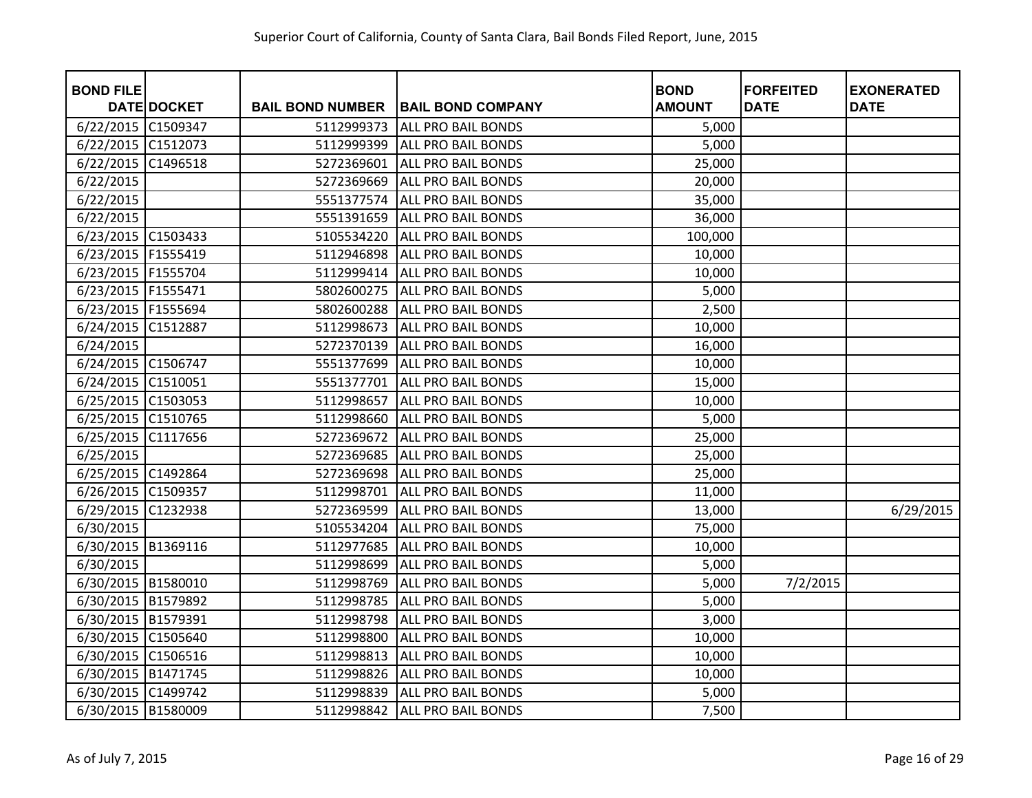Superior Court of California, County of Santa Clara, Bail Bonds Filed Report, June, 2015

| BOND FILE DATE | DOCKET | BAIL BOND NUMBER | BAIL BOND COMPANY | BOND AMOUNT | FORFEITED DATE | EXONERATED DATE |
|---|---|---|---|---|---|---|
| 6/22/2015 | C1509347 | 5112999373 | ALL PRO BAIL BONDS | 5,000 | | |
| 6/22/2015 | C1512073 | 5112999399 | ALL PRO BAIL BONDS | 5,000 | | |
| 6/22/2015 | C1496518 | 5272369601 | ALL PRO BAIL BONDS | 25,000 | | |
| 6/22/2015 | | 5272369669 | ALL PRO BAIL BONDS | 20,000 | | |
| 6/22/2015 | | 5551377574 | ALL PRO BAIL BONDS | 35,000 | | |
| 6/22/2015 | | 5551391659 | ALL PRO BAIL BONDS | 36,000 | | |
| 6/23/2015 | C1503433 | 5105534220 | ALL PRO BAIL BONDS | 100,000 | | |
| 6/23/2015 | F1555419 | 5112946898 | ALL PRO BAIL BONDS | 10,000 | | |
| 6/23/2015 | F1555704 | 5112999414 | ALL PRO BAIL BONDS | 10,000 | | |
| 6/23/2015 | F1555471 | 5802600275 | ALL PRO BAIL BONDS | 5,000 | | |
| 6/23/2015 | F1555694 | 5802600288 | ALL PRO BAIL BONDS | 2,500 | | |
| 6/24/2015 | C1512887 | 5112998673 | ALL PRO BAIL BONDS | 10,000 | | |
| 6/24/2015 | | 5272370139 | ALL PRO BAIL BONDS | 16,000 | | |
| 6/24/2015 | C1506747 | 5551377699 | ALL PRO BAIL BONDS | 10,000 | | |
| 6/24/2015 | C1510051 | 5551377701 | ALL PRO BAIL BONDS | 15,000 | | |
| 6/25/2015 | C1503053 | 5112998657 | ALL PRO BAIL BONDS | 10,000 | | |
| 6/25/2015 | C1510765 | 5112998660 | ALL PRO BAIL BONDS | 5,000 | | |
| 6/25/2015 | C1117656 | 5272369672 | ALL PRO BAIL BONDS | 25,000 | | |
| 6/25/2015 | | 5272369685 | ALL PRO BAIL BONDS | 25,000 | | |
| 6/25/2015 | C1492864 | 5272369698 | ALL PRO BAIL BONDS | 25,000 | | |
| 6/26/2015 | C1509357 | 5112998701 | ALL PRO BAIL BONDS | 11,000 | | |
| 6/29/2015 | C1232938 | 5272369599 | ALL PRO BAIL BONDS | 13,000 | | 6/29/2015 |
| 6/30/2015 | | 5105534204 | ALL PRO BAIL BONDS | 75,000 | | |
| 6/30/2015 | B1369116 | 5112977685 | ALL PRO BAIL BONDS | 10,000 | | |
| 6/30/2015 | | 5112998699 | ALL PRO BAIL BONDS | 5,000 | | |
| 6/30/2015 | B1580010 | 5112998769 | ALL PRO BAIL BONDS | 5,000 | 7/2/2015 | |
| 6/30/2015 | B1579892 | 5112998785 | ALL PRO BAIL BONDS | 5,000 | | |
| 6/30/2015 | B1579391 | 5112998798 | ALL PRO BAIL BONDS | 3,000 | | |
| 6/30/2015 | C1505640 | 5112998800 | ALL PRO BAIL BONDS | 10,000 | | |
| 6/30/2015 | C1506516 | 5112998813 | ALL PRO BAIL BONDS | 10,000 | | |
| 6/30/2015 | B1471745 | 5112998826 | ALL PRO BAIL BONDS | 10,000 | | |
| 6/30/2015 | C1499742 | 5112998839 | ALL PRO BAIL BONDS | 5,000 | | |
| 6/30/2015 | B1580009 | 5112998842 | ALL PRO BAIL BONDS | 7,500 | | |

As of July 7, 2015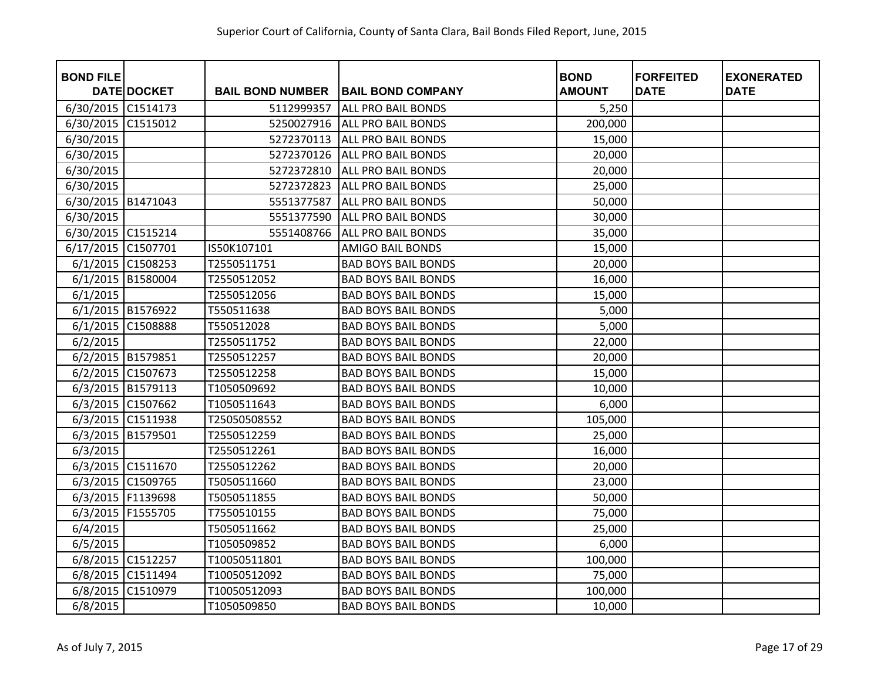# Superior Court of California, County of Santa Clara, Bail Bonds Filed Report, June, 2015

| BOND FILE DATE | DOCKET | BAIL BOND NUMBER | BAIL BOND COMPANY | BOND AMOUNT | FORFEITED DATE | EXONERATED DATE |
|---|---|---|---|---|---|---|
| 6/30/2015 | C1514173 | 5112999357 | ALL PRO BAIL BONDS | 5,250 | | |
| 6/30/2015 | C1515012 | 5250027916 | ALL PRO BAIL BONDS | 200,000 | | |
| 6/30/2015 | | 5272370113 | ALL PRO BAIL BONDS | 15,000 | | |
| 6/30/2015 | | 5272370126 | ALL PRO BAIL BONDS | 20,000 | | |
| 6/30/2015 | | 5272372810 | ALL PRO BAIL BONDS | 20,000 | | |
| 6/30/2015 | | 5272372823 | ALL PRO BAIL BONDS | 25,000 | | |
| 6/30/2015 | B1471043 | 5551377587 | ALL PRO BAIL BONDS | 50,000 | | |
| 6/30/2015 | | 5551377590 | ALL PRO BAIL BONDS | 30,000 | | |
| 6/30/2015 | C1515214 | 5551408766 | ALL PRO BAIL BONDS | 35,000 | | |
| 6/17/2015 | C1507701 | IS50K107101 | AMIGO BAIL BONDS | 15,000 | | |
| 6/1/2015 | C1508253 | T2550511751 | BAD BOYS BAIL BONDS | 20,000 | | |
| 6/1/2015 | B1580004 | T2550512052 | BAD BOYS BAIL BONDS | 16,000 | | |
| 6/1/2015 | | T2550512056 | BAD BOYS BAIL BONDS | 15,000 | | |
| 6/1/2015 | B1576922 | T550511638 | BAD BOYS BAIL BONDS | 5,000 | | |
| 6/1/2015 | C1508888 | T550512028 | BAD BOYS BAIL BONDS | 5,000 | | |
| 6/2/2015 | | T2550511752 | BAD BOYS BAIL BONDS | 22,000 | | |
| 6/2/2015 | B1579851 | T2550512257 | BAD BOYS BAIL BONDS | 20,000 | | |
| 6/2/2015 | C1507673 | T2550512258 | BAD BOYS BAIL BONDS | 15,000 | | |
| 6/3/2015 | B1579113 | T1050509692 | BAD BOYS BAIL BONDS | 10,000 | | |
| 6/3/2015 | C1507662 | T1050511643 | BAD BOYS BAIL BONDS | 6,000 | | |
| 6/3/2015 | C1511938 | T25050508552 | BAD BOYS BAIL BONDS | 105,000 | | |
| 6/3/2015 | B1579501 | T2550512259 | BAD BOYS BAIL BONDS | 25,000 | | |
| 6/3/2015 | | T2550512261 | BAD BOYS BAIL BONDS | 16,000 | | |
| 6/3/2015 | C1511670 | T2550512262 | BAD BOYS BAIL BONDS | 20,000 | | |
| 6/3/2015 | C1509765 | T5050511660 | BAD BOYS BAIL BONDS | 23,000 | | |
| 6/3/2015 | F1139698 | T5050511855 | BAD BOYS BAIL BONDS | 50,000 | | |
| 6/3/2015 | F1555705 | T7550510155 | BAD BOYS BAIL BONDS | 75,000 | | |
| 6/4/2015 | | T5050511662 | BAD BOYS BAIL BONDS | 25,000 | | |
| 6/5/2015 | | T1050509852 | BAD BOYS BAIL BONDS | 6,000 | | |
| 6/8/2015 | C1512257 | T10050511801 | BAD BOYS BAIL BONDS | 100,000 | | |
| 6/8/2015 | C1511494 | T10050512092 | BAD BOYS BAIL BONDS | 75,000 | | |
| 6/8/2015 | C1510979 | T10050512093 | BAD BOYS BAIL BONDS | 100,000 | | |
| 6/8/2015 | | T1050509850 | BAD BOYS BAIL BONDS | 10,000 | | |

As of July 7, 2015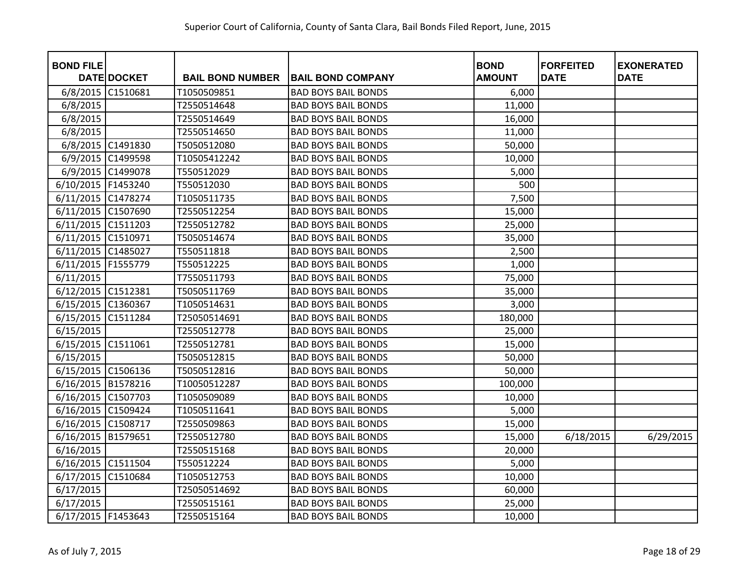Superior Court of California, County of Santa Clara, Bail Bonds Filed Report, June, 2015

| BOND FILE DATE | DOCKET | BAIL BOND NUMBER | BAIL BOND COMPANY | BOND AMOUNT | FORFEITED DATE | EXONERATED DATE |
|---|---|---|---|---|---|---|
| 6/8/2015 | C1510681 | T1050509851 | BAD BOYS BAIL BONDS | 6,000 | | |
| 6/8/2015 | | T2550514648 | BAD BOYS BAIL BONDS | 11,000 | | |
| 6/8/2015 | | T2550514649 | BAD BOYS BAIL BONDS | 16,000 | | |
| 6/8/2015 | | T2550514650 | BAD BOYS BAIL BONDS | 11,000 | | |
| 6/8/2015 | C1491830 | T5050512080 | BAD BOYS BAIL BONDS | 50,000 | | |
| 6/9/2015 | C1499598 | T10505412242 | BAD BOYS BAIL BONDS | 10,000 | | |
| 6/9/2015 | C1499078 | T550512029 | BAD BOYS BAIL BONDS | 5,000 | | |
| 6/10/2015 | F1453240 | T550512030 | BAD BOYS BAIL BONDS | 500 | | |
| 6/11/2015 | C1478274 | T1050511735 | BAD BOYS BAIL BONDS | 7,500 | | |
| 6/11/2015 | C1507690 | T2550512254 | BAD BOYS BAIL BONDS | 15,000 | | |
| 6/11/2015 | C1511203 | T2550512782 | BAD BOYS BAIL BONDS | 25,000 | | |
| 6/11/2015 | C1510971 | T5050514674 | BAD BOYS BAIL BONDS | 35,000 | | |
| 6/11/2015 | C1485027 | T550511818 | BAD BOYS BAIL BONDS | 2,500 | | |
| 6/11/2015 | F1555779 | T550512225 | BAD BOYS BAIL BONDS | 1,000 | | |
| 6/11/2015 | | T7550511793 | BAD BOYS BAIL BONDS | 75,000 | | |
| 6/12/2015 | C1512381 | T5050511769 | BAD BOYS BAIL BONDS | 35,000 | | |
| 6/15/2015 | C1360367 | T1050514631 | BAD BOYS BAIL BONDS | 3,000 | | |
| 6/15/2015 | C1511284 | T25050514691 | BAD BOYS BAIL BONDS | 180,000 | | |
| 6/15/2015 | | T2550512778 | BAD BOYS BAIL BONDS | 25,000 | | |
| 6/15/2015 | C1511061 | T2550512781 | BAD BOYS BAIL BONDS | 15,000 | | |
| 6/15/2015 | | T5050512815 | BAD BOYS BAIL BONDS | 50,000 | | |
| 6/15/2015 | C1506136 | T5050512816 | BAD BOYS BAIL BONDS | 50,000 | | |
| 6/16/2015 | B1578216 | T10050512287 | BAD BOYS BAIL BONDS | 100,000 | | |
| 6/16/2015 | C1507703 | T1050509089 | BAD BOYS BAIL BONDS | 10,000 | | |
| 6/16/2015 | C1509424 | T1050511641 | BAD BOYS BAIL BONDS | 5,000 | | |
| 6/16/2015 | C1508717 | T2550509863 | BAD BOYS BAIL BONDS | 15,000 | | |
| 6/16/2015 | B1579651 | T2550512780 | BAD BOYS BAIL BONDS | 15,000 | 6/18/2015 | 6/29/2015 |
| 6/16/2015 | | T2550515168 | BAD BOYS BAIL BONDS | 20,000 | | |
| 6/16/2015 | C1511504 | T550512224 | BAD BOYS BAIL BONDS | 5,000 | | |
| 6/17/2015 | C1510684 | T1050512753 | BAD BOYS BAIL BONDS | 10,000 | | |
| 6/17/2015 | | T25050514692 | BAD BOYS BAIL BONDS | 60,000 | | |
| 6/17/2015 | | T2550515161 | BAD BOYS BAIL BONDS | 25,000 | | |
| 6/17/2015 | F1453643 | T2550515164 | BAD BOYS BAIL BONDS | 10,000 | | |

As of July 7, 2015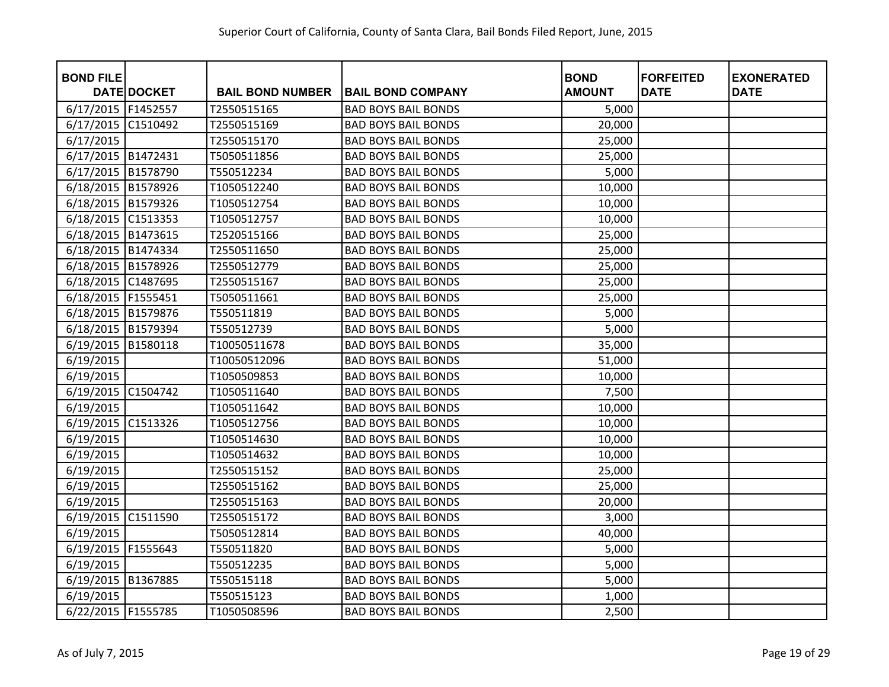# Superior Court of California, County of Santa Clara, Bail Bonds Filed Report, June, 2015

| BOND FILE DATE | DOCKET | BAIL BOND NUMBER | BAIL BOND COMPANY | BOND AMOUNT | FORFEITED DATE | EXONERATED DATE |
|---|---|---|---|---|---|---|
| 6/17/2015 | F1452557 | T2550515165 | BAD BOYS BAIL BONDS | 5,000 | | |
| 6/17/2015 | C1510492 | T2550515169 | BAD BOYS BAIL BONDS | 20,000 | | |
| 6/17/2015 | | T2550515170 | BAD BOYS BAIL BONDS | 25,000 | | |
| 6/17/2015 | B1472431 | T5050511856 | BAD BOYS BAIL BONDS | 25,000 | | |
| 6/17/2015 | B1578790 | T550512234 | BAD BOYS BAIL BONDS | 5,000 | | |
| 6/18/2015 | B1578926 | T1050512240 | BAD BOYS BAIL BONDS | 10,000 | | |
| 6/18/2015 | B1579326 | T1050512754 | BAD BOYS BAIL BONDS | 10,000 | | |
| 6/18/2015 | C1513353 | T1050512757 | BAD BOYS BAIL BONDS | 10,000 | | |
| 6/18/2015 | B1473615 | T2520515166 | BAD BOYS BAIL BONDS | 25,000 | | |
| 6/18/2015 | B1474334 | T2550511650 | BAD BOYS BAIL BONDS | 25,000 | | |
| 6/18/2015 | B1578926 | T2550512779 | BAD BOYS BAIL BONDS | 25,000 | | |
| 6/18/2015 | C1487695 | T2550515167 | BAD BOYS BAIL BONDS | 25,000 | | |
| 6/18/2015 | F1555451 | T5050511661 | BAD BOYS BAIL BONDS | 25,000 | | |
| 6/18/2015 | B1579876 | T550511819 | BAD BOYS BAIL BONDS | 5,000 | | |
| 6/18/2015 | B1579394 | T550512739 | BAD BOYS BAIL BONDS | 5,000 | | |
| 6/19/2015 | B1580118 | T10050511678 | BAD BOYS BAIL BONDS | 35,000 | | |
| 6/19/2015 | | T10050512096 | BAD BOYS BAIL BONDS | 51,000 | | |
| 6/19/2015 | | T1050509853 | BAD BOYS BAIL BONDS | 10,000 | | |
| 6/19/2015 | C1504742 | T1050511640 | BAD BOYS BAIL BONDS | 7,500 | | |
| 6/19/2015 | | T1050511642 | BAD BOYS BAIL BONDS | 10,000 | | |
| 6/19/2015 | C1513326 | T1050512756 | BAD BOYS BAIL BONDS | 10,000 | | |
| 6/19/2015 | | T1050514630 | BAD BOYS BAIL BONDS | 10,000 | | |
| 6/19/2015 | | T1050514632 | BAD BOYS BAIL BONDS | 10,000 | | |
| 6/19/2015 | | T2550515152 | BAD BOYS BAIL BONDS | 25,000 | | |
| 6/19/2015 | | T2550515162 | BAD BOYS BAIL BONDS | 25,000 | | |
| 6/19/2015 | | T2550515163 | BAD BOYS BAIL BONDS | 20,000 | | |
| 6/19/2015 | C1511590 | T2550515172 | BAD BOYS BAIL BONDS | 3,000 | | |
| 6/19/2015 | | T5050512814 | BAD BOYS BAIL BONDS | 40,000 | | |
| 6/19/2015 | F1555643 | T550511820 | BAD BOYS BAIL BONDS | 5,000 | | |
| 6/19/2015 | | T550512235 | BAD BOYS BAIL BONDS | 5,000 | | |
| 6/19/2015 | B1367885 | T550515118 | BAD BOYS BAIL BONDS | 5,000 | | |
| 6/19/2015 | | T550515123 | BAD BOYS BAIL BONDS | 1,000 | | |
| 6/22/2015 | F1555785 | T1050508596 | BAD BOYS BAIL BONDS | 2,500 | | |

As of July 7, 2015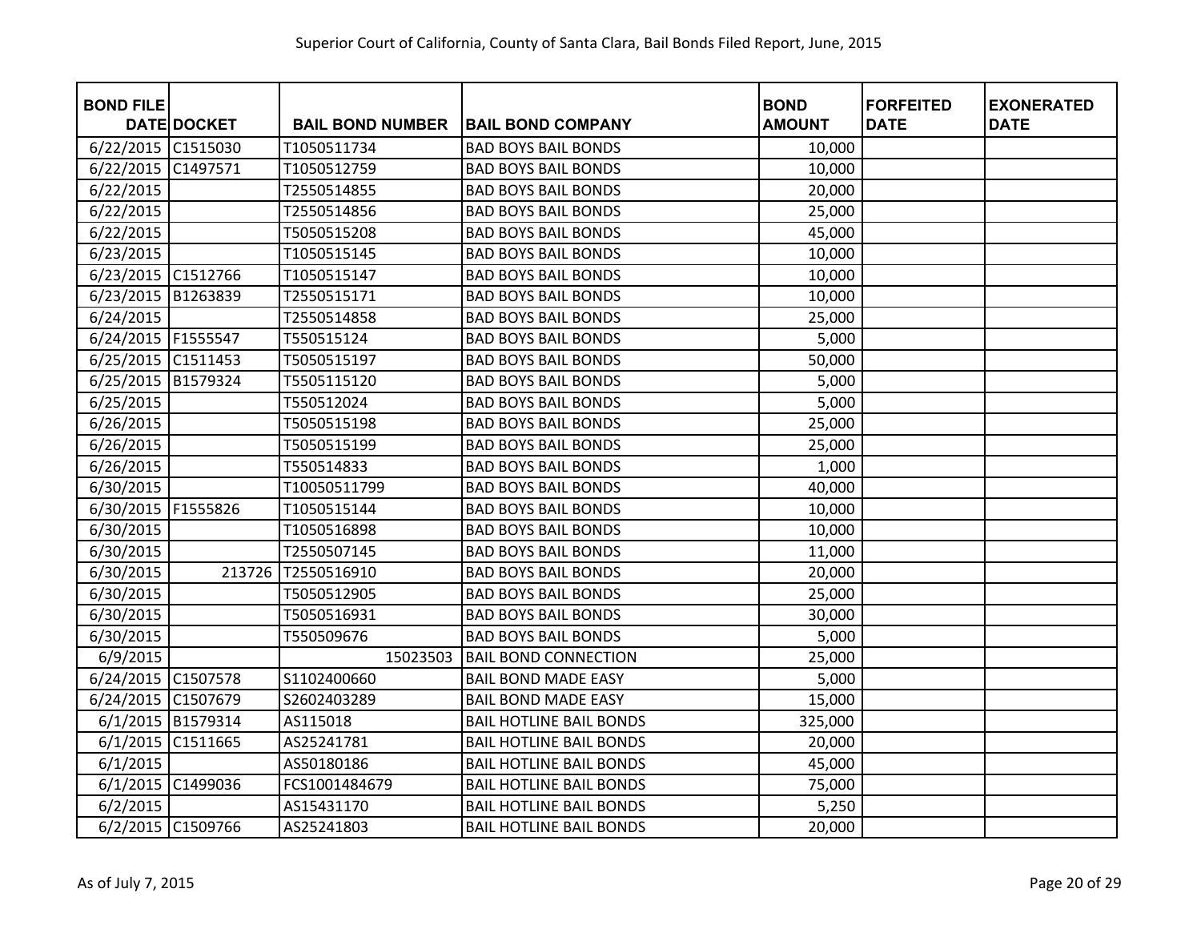Superior Court of California, County of Santa Clara, Bail Bonds Filed Report, June, 2015

| BOND FILE DATE | DOCKET | BAIL BOND NUMBER | BAIL BOND COMPANY | BOND AMOUNT | FORFEITED DATE | EXONERATED DATE |
|---|---|---|---|---|---|---|
| 6/22/2015 | C1515030 | T1050511734 | BAD BOYS BAIL BONDS | 10,000 | | |
| 6/22/2015 | C1497571 | T1050512759 | BAD BOYS BAIL BONDS | 10,000 | | |
| 6/22/2015 | | T2550514855 | BAD BOYS BAIL BONDS | 20,000 | | |
| 6/22/2015 | | T2550514856 | BAD BOYS BAIL BONDS | 25,000 | | |
| 6/22/2015 | | T5050515208 | BAD BOYS BAIL BONDS | 45,000 | | |
| 6/23/2015 | | T1050515145 | BAD BOYS BAIL BONDS | 10,000 | | |
| 6/23/2015 | C1512766 | T1050515147 | BAD BOYS BAIL BONDS | 10,000 | | |
| 6/23/2015 | B1263839 | T2550515171 | BAD BOYS BAIL BONDS | 10,000 | | |
| 6/24/2015 | | T2550514858 | BAD BOYS BAIL BONDS | 25,000 | | |
| 6/24/2015 | F1555547 | T550515124 | BAD BOYS BAIL BONDS | 5,000 | | |
| 6/25/2015 | C1511453 | T5050515197 | BAD BOYS BAIL BONDS | 50,000 | | |
| 6/25/2015 | B1579324 | T5505115120 | BAD BOYS BAIL BONDS | 5,000 | | |
| 6/25/2015 | | T550512024 | BAD BOYS BAIL BONDS | 5,000 | | |
| 6/26/2015 | | T5050515198 | BAD BOYS BAIL BONDS | 25,000 | | |
| 6/26/2015 | | T5050515199 | BAD BOYS BAIL BONDS | 25,000 | | |
| 6/26/2015 | | T550514833 | BAD BOYS BAIL BONDS | 1,000 | | |
| 6/30/2015 | | T10050511799 | BAD BOYS BAIL BONDS | 40,000 | | |
| 6/30/2015 | F1555826 | T1050515144 | BAD BOYS BAIL BONDS | 10,000 | | |
| 6/30/2015 | | T1050516898 | BAD BOYS BAIL BONDS | 10,000 | | |
| 6/30/2015 | | T2550507145 | BAD BOYS BAIL BONDS | 11,000 | | |
| 6/30/2015 | 213726 | T2550516910 | BAD BOYS BAIL BONDS | 20,000 | | |
| 6/30/2015 | | T5050512905 | BAD BOYS BAIL BONDS | 25,000 | | |
| 6/30/2015 | | T5050516931 | BAD BOYS BAIL BONDS | 30,000 | | |
| 6/30/2015 | | T550509676 | BAD BOYS BAIL BONDS | 5,000 | | |
| 6/9/2015 | | 15023503 | BAIL BOND CONNECTION | 25,000 | | |
| 6/24/2015 | C1507578 | S1102400660 | BAIL BOND MADE EASY | 5,000 | | |
| 6/24/2015 | C1507679 | S2602403289 | BAIL BOND MADE EASY | 15,000 | | |
| 6/1/2015 | B1579314 | AS115018 | BAIL HOTLINE BAIL BONDS | 325,000 | | |
| 6/1/2015 | C1511665 | AS25241781 | BAIL HOTLINE BAIL BONDS | 20,000 | | |
| 6/1/2015 | | AS50180186 | BAIL HOTLINE BAIL BONDS | 45,000 | | |
| 6/1/2015 | C1499036 | FCS1001484679 | BAIL HOTLINE BAIL BONDS | 75,000 | | |
| 6/2/2015 | | AS15431170 | BAIL HOTLINE BAIL BONDS | 5,250 | | |
| 6/2/2015 | C1509766 | AS25241803 | BAIL HOTLINE BAIL BONDS | 20,000 | | |

As of July 7, 2015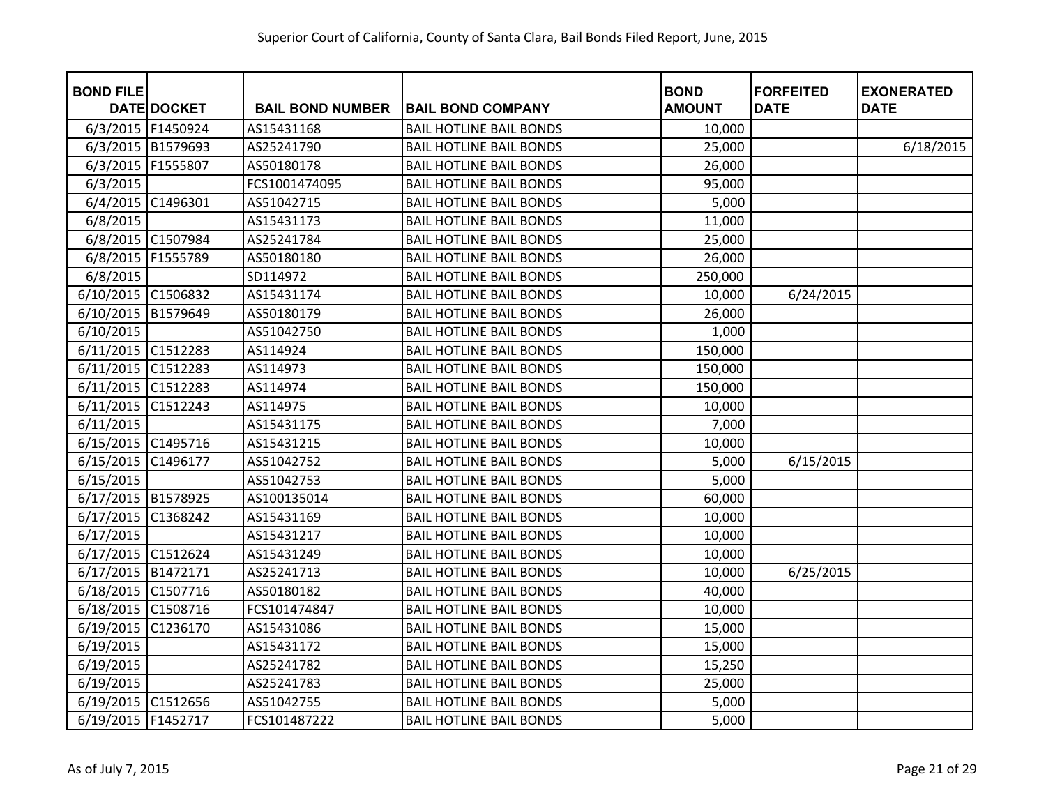Superior Court of California, County of Santa Clara, Bail Bonds Filed Report, June, 2015

| BOND FILE DATE | DOCKET | BAIL BOND NUMBER | BAIL BOND COMPANY | BOND AMOUNT | FORFEITED DATE | EXONERATED DATE |
|---|---|---|---|---|---|---|
| 6/3/2015 | F1450924 | AS15431168 | BAIL HOTLINE BAIL BONDS | 10,000 | | |
| 6/3/2015 | B1579693 | AS25241790 | BAIL HOTLINE BAIL BONDS | 25,000 | | 6/18/2015 |
| 6/3/2015 | F1555807 | AS50180178 | BAIL HOTLINE BAIL BONDS | 26,000 | | |
| 6/3/2015 | | FCS1001474095 | BAIL HOTLINE BAIL BONDS | 95,000 | | |
| 6/4/2015 | C1496301 | AS51042715 | BAIL HOTLINE BAIL BONDS | 5,000 | | |
| 6/8/2015 | | AS15431173 | BAIL HOTLINE BAIL BONDS | 11,000 | | |
| 6/8/2015 | C1507984 | AS25241784 | BAIL HOTLINE BAIL BONDS | 25,000 | | |
| 6/8/2015 | F1555789 | AS50180180 | BAIL HOTLINE BAIL BONDS | 26,000 | | |
| 6/8/2015 | | SD114972 | BAIL HOTLINE BAIL BONDS | 250,000 | | |
| 6/10/2015 | C1506832 | AS15431174 | BAIL HOTLINE BAIL BONDS | 10,000 | 6/24/2015 | |
| 6/10/2015 | B1579649 | AS50180179 | BAIL HOTLINE BAIL BONDS | 26,000 | | |
| 6/10/2015 | | AS51042750 | BAIL HOTLINE BAIL BONDS | 1,000 | | |
| 6/11/2015 | C1512283 | AS114924 | BAIL HOTLINE BAIL BONDS | 150,000 | | |
| 6/11/2015 | C1512283 | AS114973 | BAIL HOTLINE BAIL BONDS | 150,000 | | |
| 6/11/2015 | C1512283 | AS114974 | BAIL HOTLINE BAIL BONDS | 150,000 | | |
| 6/11/2015 | C1512243 | AS114975 | BAIL HOTLINE BAIL BONDS | 10,000 | | |
| 6/11/2015 | | AS15431175 | BAIL HOTLINE BAIL BONDS | 7,000 | | |
| 6/15/2015 | C1495716 | AS15431215 | BAIL HOTLINE BAIL BONDS | 10,000 | | |
| 6/15/2015 | C1496177 | AS51042752 | BAIL HOTLINE BAIL BONDS | 5,000 | 6/15/2015 | |
| 6/15/2015 | | AS51042753 | BAIL HOTLINE BAIL BONDS | 5,000 | | |
| 6/17/2015 | B1578925 | AS100135014 | BAIL HOTLINE BAIL BONDS | 60,000 | | |
| 6/17/2015 | C1368242 | AS15431169 | BAIL HOTLINE BAIL BONDS | 10,000 | | |
| 6/17/2015 | | AS15431217 | BAIL HOTLINE BAIL BONDS | 10,000 | | |
| 6/17/2015 | C1512624 | AS15431249 | BAIL HOTLINE BAIL BONDS | 10,000 | | |
| 6/17/2015 | B1472171 | AS25241713 | BAIL HOTLINE BAIL BONDS | 10,000 | 6/25/2015 | |
| 6/18/2015 | C1507716 | AS50180182 | BAIL HOTLINE BAIL BONDS | 40,000 | | |
| 6/18/2015 | C1508716 | FCS101474847 | BAIL HOTLINE BAIL BONDS | 10,000 | | |
| 6/19/2015 | C1236170 | AS15431086 | BAIL HOTLINE BAIL BONDS | 15,000 | | |
| 6/19/2015 | | AS15431172 | BAIL HOTLINE BAIL BONDS | 15,000 | | |
| 6/19/2015 | | AS25241782 | BAIL HOTLINE BAIL BONDS | 15,250 | | |
| 6/19/2015 | | AS25241783 | BAIL HOTLINE BAIL BONDS | 25,000 | | |
| 6/19/2015 | C1512656 | AS51042755 | BAIL HOTLINE BAIL BONDS | 5,000 | | |
| 6/19/2015 | F1452717 | FCS101487222 | BAIL HOTLINE BAIL BONDS | 5,000 | | |

As of July 7, 2015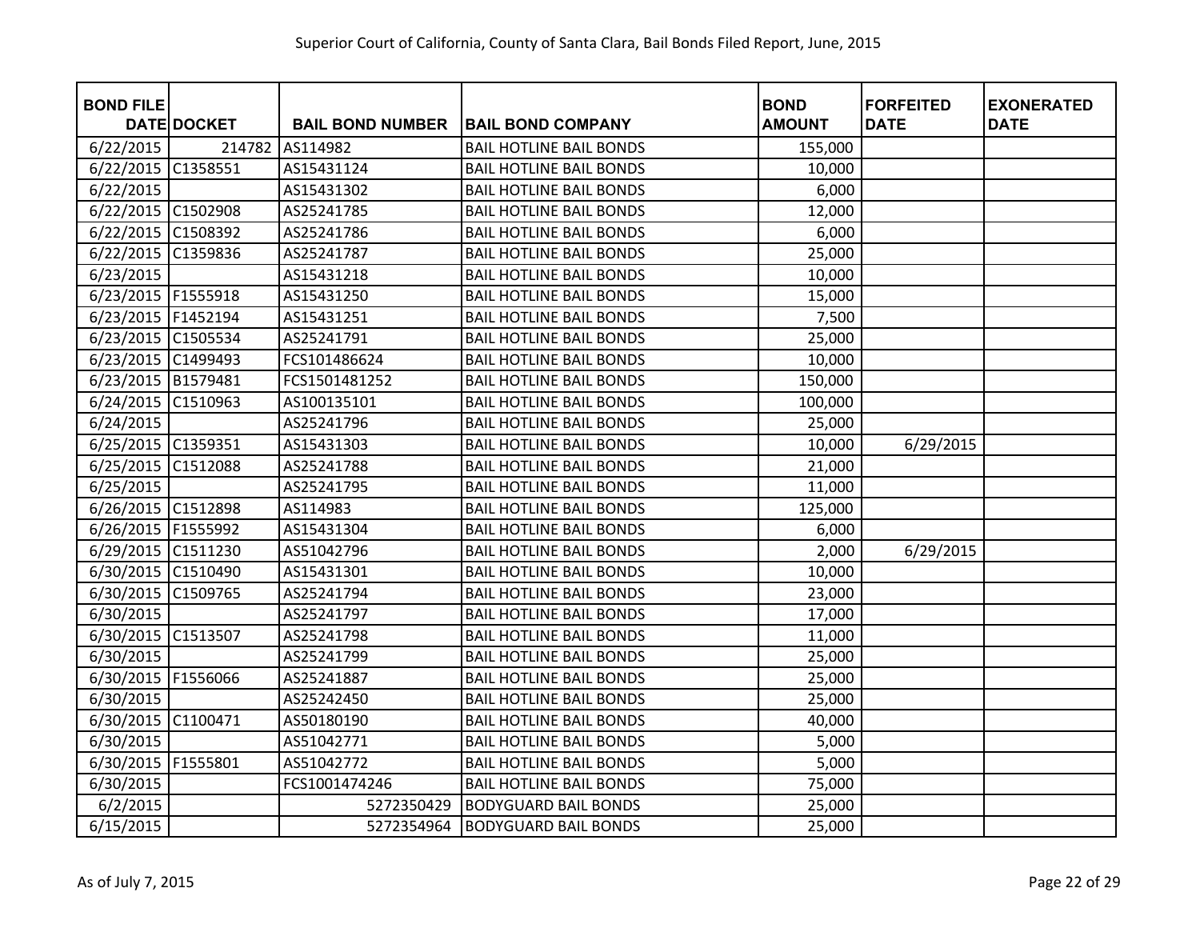Superior Court of California, County of Santa Clara, Bail Bonds Filed Report, June, 2015

| BOND FILE DATE | DOCKET | BAIL BOND NUMBER | BAIL BOND COMPANY | BOND AMOUNT | FORFEITED DATE | EXONERATED DATE |
|---|---|---|---|---|---|---|
| 6/22/2015 | 214782 | AS114982 | BAIL HOTLINE BAIL BONDS | 155,000 | | |
| 6/22/2015 | C1358551 | AS15431124 | BAIL HOTLINE BAIL BONDS | 10,000 | | |
| 6/22/2015 | | AS15431302 | BAIL HOTLINE BAIL BONDS | 6,000 | | |
| 6/22/2015 | C1502908 | AS25241785 | BAIL HOTLINE BAIL BONDS | 12,000 | | |
| 6/22/2015 | C1508392 | AS25241786 | BAIL HOTLINE BAIL BONDS | 6,000 | | |
| 6/22/2015 | C1359836 | AS25241787 | BAIL HOTLINE BAIL BONDS | 25,000 | | |
| 6/23/2015 | | AS15431218 | BAIL HOTLINE BAIL BONDS | 10,000 | | |
| 6/23/2015 | F1555918 | AS15431250 | BAIL HOTLINE BAIL BONDS | 15,000 | | |
| 6/23/2015 | F1452194 | AS15431251 | BAIL HOTLINE BAIL BONDS | 7,500 | | |
| 6/23/2015 | C1505534 | AS25241791 | BAIL HOTLINE BAIL BONDS | 25,000 | | |
| 6/23/2015 | C1499493 | FCS101486624 | BAIL HOTLINE BAIL BONDS | 10,000 | | |
| 6/23/2015 | B1579481 | FCS1501481252 | BAIL HOTLINE BAIL BONDS | 150,000 | | |
| 6/24/2015 | C1510963 | AS100135101 | BAIL HOTLINE BAIL BONDS | 100,000 | | |
| 6/24/2015 | | AS25241796 | BAIL HOTLINE BAIL BONDS | 25,000 | | |
| 6/25/2015 | C1359351 | AS15431303 | BAIL HOTLINE BAIL BONDS | 10,000 | 6/29/2015 | |
| 6/25/2015 | C1512088 | AS25241788 | BAIL HOTLINE BAIL BONDS | 21,000 | | |
| 6/25/2015 | | AS25241795 | BAIL HOTLINE BAIL BONDS | 11,000 | | |
| 6/26/2015 | C1512898 | AS114983 | BAIL HOTLINE BAIL BONDS | 125,000 | | |
| 6/26/2015 | F1555992 | AS15431304 | BAIL HOTLINE BAIL BONDS | 6,000 | | |
| 6/29/2015 | C1511230 | AS51042796 | BAIL HOTLINE BAIL BONDS | 2,000 | 6/29/2015 | |
| 6/30/2015 | C1510490 | AS15431301 | BAIL HOTLINE BAIL BONDS | 10,000 | | |
| 6/30/2015 | C1509765 | AS25241794 | BAIL HOTLINE BAIL BONDS | 23,000 | | |
| 6/30/2015 | | AS25241797 | BAIL HOTLINE BAIL BONDS | 17,000 | | |
| 6/30/2015 | C1513507 | AS25241798 | BAIL HOTLINE BAIL BONDS | 11,000 | | |
| 6/30/2015 | | AS25241799 | BAIL HOTLINE BAIL BONDS | 25,000 | | |
| 6/30/2015 | F1556066 | AS25241887 | BAIL HOTLINE BAIL BONDS | 25,000 | | |
| 6/30/2015 | | AS25242450 | BAIL HOTLINE BAIL BONDS | 25,000 | | |
| 6/30/2015 | C1100471 | AS50180190 | BAIL HOTLINE BAIL BONDS | 40,000 | | |
| 6/30/2015 | | AS51042771 | BAIL HOTLINE BAIL BONDS | 5,000 | | |
| 6/30/2015 | F1555801 | AS51042772 | BAIL HOTLINE BAIL BONDS | 5,000 | | |
| 6/30/2015 | | FCS1001474246 | BAIL HOTLINE BAIL BONDS | 75,000 | | |
| 6/2/2015 | | 5272350429 | BODYGUARD BAIL BONDS | 25,000 | | |
| 6/15/2015 | | 5272354964 | BODYGUARD BAIL BONDS | 25,000 | | |

As of July 7, 2015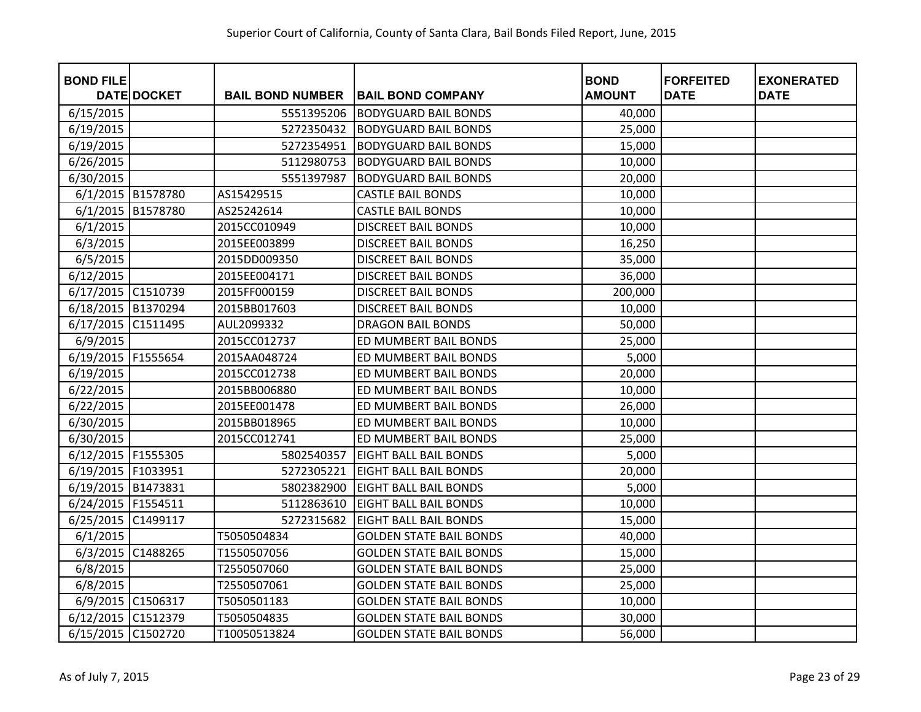Superior Court of California, County of Santa Clara, Bail Bonds Filed Report, June, 2015

| BOND FILE DATE | DOCKET | BAIL BOND NUMBER | BAIL BOND COMPANY | BOND AMOUNT | FORFEITED DATE | EXONERATED DATE |
|---|---|---|---|---|---|---|
| 6/15/2015 | | 5551395206 | BODYGUARD BAIL BONDS | 40,000 | | |
| 6/19/2015 | | 5272350432 | BODYGUARD BAIL BONDS | 25,000 | | |
| 6/19/2015 | | 5272354951 | BODYGUARD BAIL BONDS | 15,000 | | |
| 6/26/2015 | | 5112980753 | BODYGUARD BAIL BONDS | 10,000 | | |
| 6/30/2015 | | 5551397987 | BODYGUARD BAIL BONDS | 20,000 | | |
| 6/1/2015 | B1578780 | AS15429515 | CASTLE BAIL BONDS | 10,000 | | |
| 6/1/2015 | B1578780 | AS25242614 | CASTLE BAIL BONDS | 10,000 | | |
| 6/1/2015 | | 2015CC010949 | DISCREET BAIL BONDS | 10,000 | | |
| 6/3/2015 | | 2015EE003899 | DISCREET BAIL BONDS | 16,250 | | |
| 6/5/2015 | | 2015DD009350 | DISCREET BAIL BONDS | 35,000 | | |
| 6/12/2015 | | 2015EE004171 | DISCREET BAIL BONDS | 36,000 | | |
| 6/17/2015 | C1510739 | 2015FF000159 | DISCREET BAIL BONDS | 200,000 | | |
| 6/18/2015 | B1370294 | 2015BB017603 | DISCREET BAIL BONDS | 10,000 | | |
| 6/17/2015 | C1511495 | AUL2099332 | DRAGON BAIL BONDS | 50,000 | | |
| 6/9/2015 | | 2015CC012737 | ED MUMBERT BAIL BONDS | 25,000 | | |
| 6/19/2015 | F1555654 | 2015AA048724 | ED MUMBERT BAIL BONDS | 5,000 | | |
| 6/19/2015 | | 2015CC012738 | ED MUMBERT BAIL BONDS | 20,000 | | |
| 6/22/2015 | | 2015BB006880 | ED MUMBERT BAIL BONDS | 10,000 | | |
| 6/22/2015 | | 2015EE001478 | ED MUMBERT BAIL BONDS | 26,000 | | |
| 6/30/2015 | | 2015BB018965 | ED MUMBERT BAIL BONDS | 10,000 | | |
| 6/30/2015 | | 2015CC012741 | ED MUMBERT BAIL BONDS | 25,000 | | |
| 6/12/2015 | F1555305 | 5802540357 | EIGHT BALL BAIL BONDS | 5,000 | | |
| 6/19/2015 | F1033951 | 5272305221 | EIGHT BALL BAIL BONDS | 20,000 | | |
| 6/19/2015 | B1473831 | 5802382900 | EIGHT BALL BAIL BONDS | 5,000 | | |
| 6/24/2015 | F1554511 | 5112863610 | EIGHT BALL BAIL BONDS | 10,000 | | |
| 6/25/2015 | C1499117 | 5272315682 | EIGHT BALL BAIL BONDS | 15,000 | | |
| 6/1/2015 | | T5050504834 | GOLDEN STATE BAIL BONDS | 40,000 | | |
| 6/3/2015 | C1488265 | T1550507056 | GOLDEN STATE BAIL BONDS | 15,000 | | |
| 6/8/2015 | | T2550507060 | GOLDEN STATE BAIL BONDS | 25,000 | | |
| 6/8/2015 | | T2550507061 | GOLDEN STATE BAIL BONDS | 25,000 | | |
| 6/9/2015 | C1506317 | T5050501183 | GOLDEN STATE BAIL BONDS | 10,000 | | |
| 6/12/2015 | C1512379 | T5050504835 | GOLDEN STATE BAIL BONDS | 30,000 | | |
| 6/15/2015 | C1502720 | T10050513824 | GOLDEN STATE BAIL BONDS | 56,000 | | |

As of July 7, 2015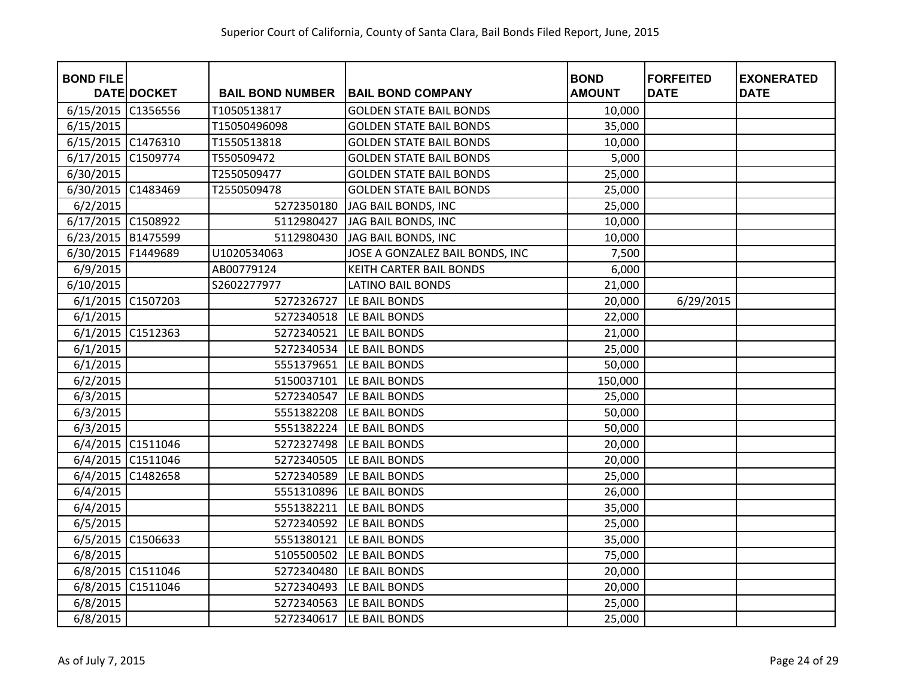# Superior Court of California, County of Santa Clara, Bail Bonds Filed Report, June, 2015

| BOND FILE DATE | DOCKET | BAIL BOND NUMBER | BAIL BOND COMPANY | BOND AMOUNT | FORFEITED DATE | EXONERATED DATE |
|---|---|---|---|---|---|---|
| 6/15/2015 | C1356556 | T1050513817 | GOLDEN STATE BAIL BONDS | 10,000 | | |
| 6/15/2015 | | T15050496098 | GOLDEN STATE BAIL BONDS | 35,000 | | |
| 6/15/2015 | C1476310 | T1550513818 | GOLDEN STATE BAIL BONDS | 10,000 | | |
| 6/17/2015 | C1509774 | T550509472 | GOLDEN STATE BAIL BONDS | 5,000 | | |
| 6/30/2015 | | T2550509477 | GOLDEN STATE BAIL BONDS | 25,000 | | |
| 6/30/2015 | C1483469 | T2550509478 | GOLDEN STATE BAIL BONDS | 25,000 | | |
| 6/2/2015 | | 5272350180 | JAG BAIL BONDS, INC | 25,000 | | |
| 6/17/2015 | C1508922 | 5112980427 | JAG BAIL BONDS, INC | 10,000 | | |
| 6/23/2015 | B1475599 | 5112980430 | JAG BAIL BONDS, INC | 10,000 | | |
| 6/30/2015 | F1449689 | U1020534063 | JOSE A GONZALEZ BAIL BONDS, INC | 7,500 | | |
| 6/9/2015 | | AB00779124 | KEITH CARTER BAIL BONDS | 6,000 | | |
| 6/10/2015 | | S2602277977 | LATINO BAIL BONDS | 21,000 | | |
| 6/1/2015 | C1507203 | 5272326727 | LE BAIL BONDS | 20,000 | 6/29/2015 | |
| 6/1/2015 | | 5272340518 | LE BAIL BONDS | 22,000 | | |
| 6/1/2015 | C1512363 | 5272340521 | LE BAIL BONDS | 21,000 | | |
| 6/1/2015 | | 5272340534 | LE BAIL BONDS | 25,000 | | |
| 6/1/2015 | | 5551379651 | LE BAIL BONDS | 50,000 | | |
| 6/2/2015 | | 5150037101 | LE BAIL BONDS | 150,000 | | |
| 6/3/2015 | | 5272340547 | LE BAIL BONDS | 25,000 | | |
| 6/3/2015 | | 5551382208 | LE BAIL BONDS | 50,000 | | |
| 6/3/2015 | | 5551382224 | LE BAIL BONDS | 50,000 | | |
| 6/4/2015 | C1511046 | 5272327498 | LE BAIL BONDS | 20,000 | | |
| 6/4/2015 | C1511046 | 5272340505 | LE BAIL BONDS | 20,000 | | |
| 6/4/2015 | C1482658 | 5272340589 | LE BAIL BONDS | 25,000 | | |
| 6/4/2015 | | 5551310896 | LE BAIL BONDS | 26,000 | | |
| 6/4/2015 | | 5551382211 | LE BAIL BONDS | 35,000 | | |
| 6/5/2015 | | 5272340592 | LE BAIL BONDS | 25,000 | | |
| 6/5/2015 | C1506633 | 5551380121 | LE BAIL BONDS | 35,000 | | |
| 6/8/2015 | | 5105500502 | LE BAIL BONDS | 75,000 | | |
| 6/8/2015 | C1511046 | 5272340480 | LE BAIL BONDS | 20,000 | | |
| 6/8/2015 | C1511046 | 5272340493 | LE BAIL BONDS | 20,000 | | |
| 6/8/2015 | | 5272340563 | LE BAIL BONDS | 25,000 | | |
| 6/8/2015 | | 5272340617 | LE BAIL BONDS | 25,000 | | |

As of July 7, 2015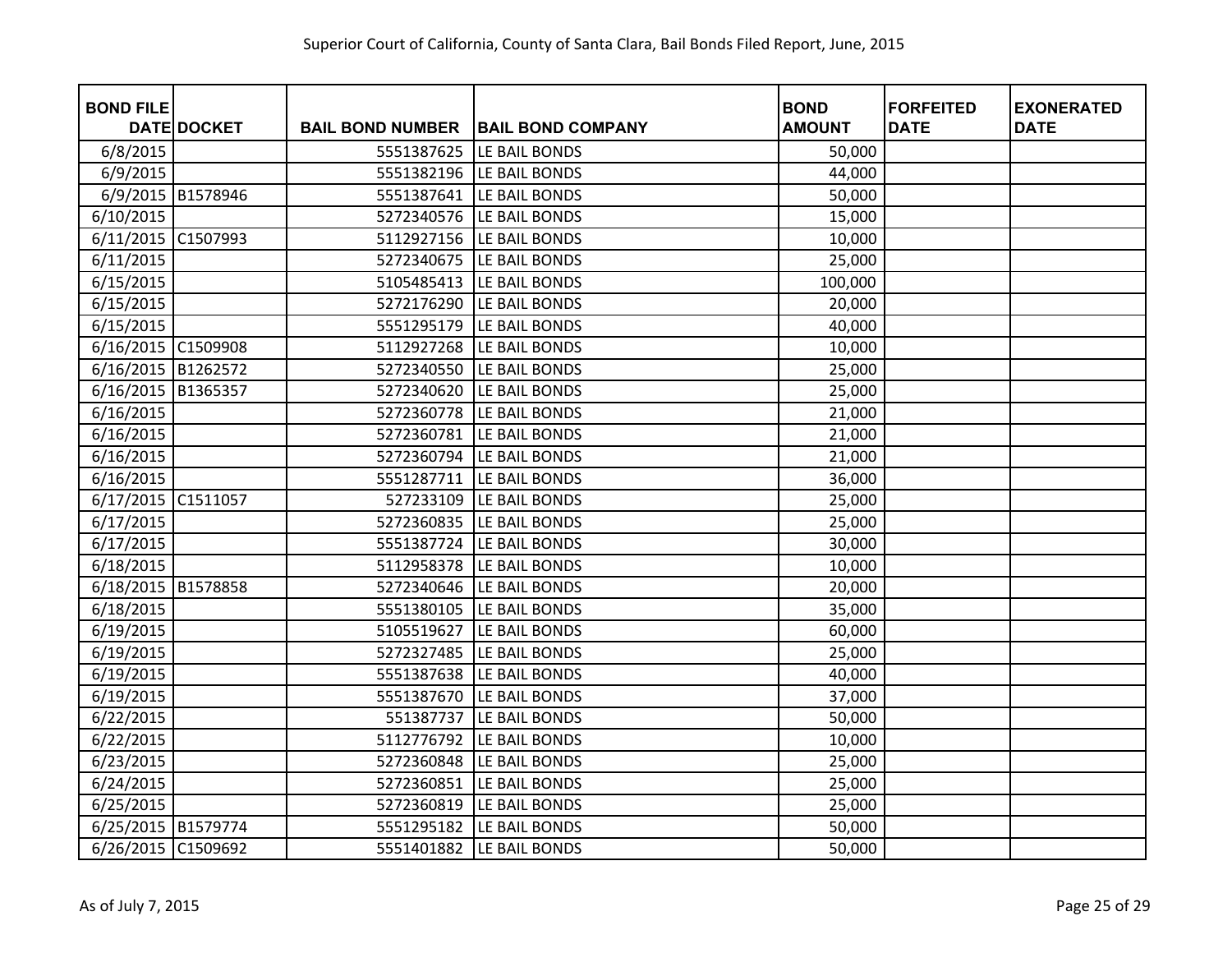Superior Court of California, County of Santa Clara, Bail Bonds Filed Report, June, 2015

| BOND FILE DATE | DOCKET | BAIL BOND NUMBER | BAIL BOND COMPANY | BOND AMOUNT | FORFEITED DATE | EXONERATED DATE |
|---|---|---|---|---|---|---|
| 6/8/2015 | | 5551387625 | LE BAIL BONDS | 50,000 | | |
| 6/9/2015 | | 5551382196 | LE BAIL BONDS | 44,000 | | |
| 6/9/2015 | B1578946 | 5551387641 | LE BAIL BONDS | 50,000 | | |
| 6/10/2015 | | 5272340576 | LE BAIL BONDS | 15,000 | | |
| 6/11/2015 | C1507993 | 5112927156 | LE BAIL BONDS | 10,000 | | |
| 6/11/2015 | | 5272340675 | LE BAIL BONDS | 25,000 | | |
| 6/15/2015 | | 5105485413 | LE BAIL BONDS | 100,000 | | |
| 6/15/2015 | | 5272176290 | LE BAIL BONDS | 20,000 | | |
| 6/15/2015 | | 5551295179 | LE BAIL BONDS | 40,000 | | |
| 6/16/2015 | C1509908 | 5112927268 | LE BAIL BONDS | 10,000 | | |
| 6/16/2015 | B1262572 | 5272340550 | LE BAIL BONDS | 25,000 | | |
| 6/16/2015 | B1365357 | 5272340620 | LE BAIL BONDS | 25,000 | | |
| 6/16/2015 | | 5272360778 | LE BAIL BONDS | 21,000 | | |
| 6/16/2015 | | 5272360781 | LE BAIL BONDS | 21,000 | | |
| 6/16/2015 | | 5272360794 | LE BAIL BONDS | 21,000 | | |
| 6/16/2015 | | 5551287711 | LE BAIL BONDS | 36,000 | | |
| 6/17/2015 | C1511057 | 527233109 | LE BAIL BONDS | 25,000 | | |
| 6/17/2015 | | 5272360835 | LE BAIL BONDS | 25,000 | | |
| 6/17/2015 | | 5551387724 | LE BAIL BONDS | 30,000 | | |
| 6/18/2015 | | 5112958378 | LE BAIL BONDS | 10,000 | | |
| 6/18/2015 | B1578858 | 5272340646 | LE BAIL BONDS | 20,000 | | |
| 6/18/2015 | | 5551380105 | LE BAIL BONDS | 35,000 | | |
| 6/19/2015 | | 5105519627 | LE BAIL BONDS | 60,000 | | |
| 6/19/2015 | | 5272327485 | LE BAIL BONDS | 25,000 | | |
| 6/19/2015 | | 5551387638 | LE BAIL BONDS | 40,000 | | |
| 6/19/2015 | | 5551387670 | LE BAIL BONDS | 37,000 | | |
| 6/22/2015 | | 551387737 | LE BAIL BONDS | 50,000 | | |
| 6/22/2015 | | 5112776792 | LE BAIL BONDS | 10,000 | | |
| 6/23/2015 | | 5272360848 | LE BAIL BONDS | 25,000 | | |
| 6/24/2015 | | 5272360851 | LE BAIL BONDS | 25,000 | | |
| 6/25/2015 | | 5272360819 | LE BAIL BONDS | 25,000 | | |
| 6/25/2015 | B1579774 | 5551295182 | LE BAIL BONDS | 50,000 | | |
| 6/26/2015 | C1509692 | 5551401882 | LE BAIL BONDS | 50,000 | | |

As of July 7, 2015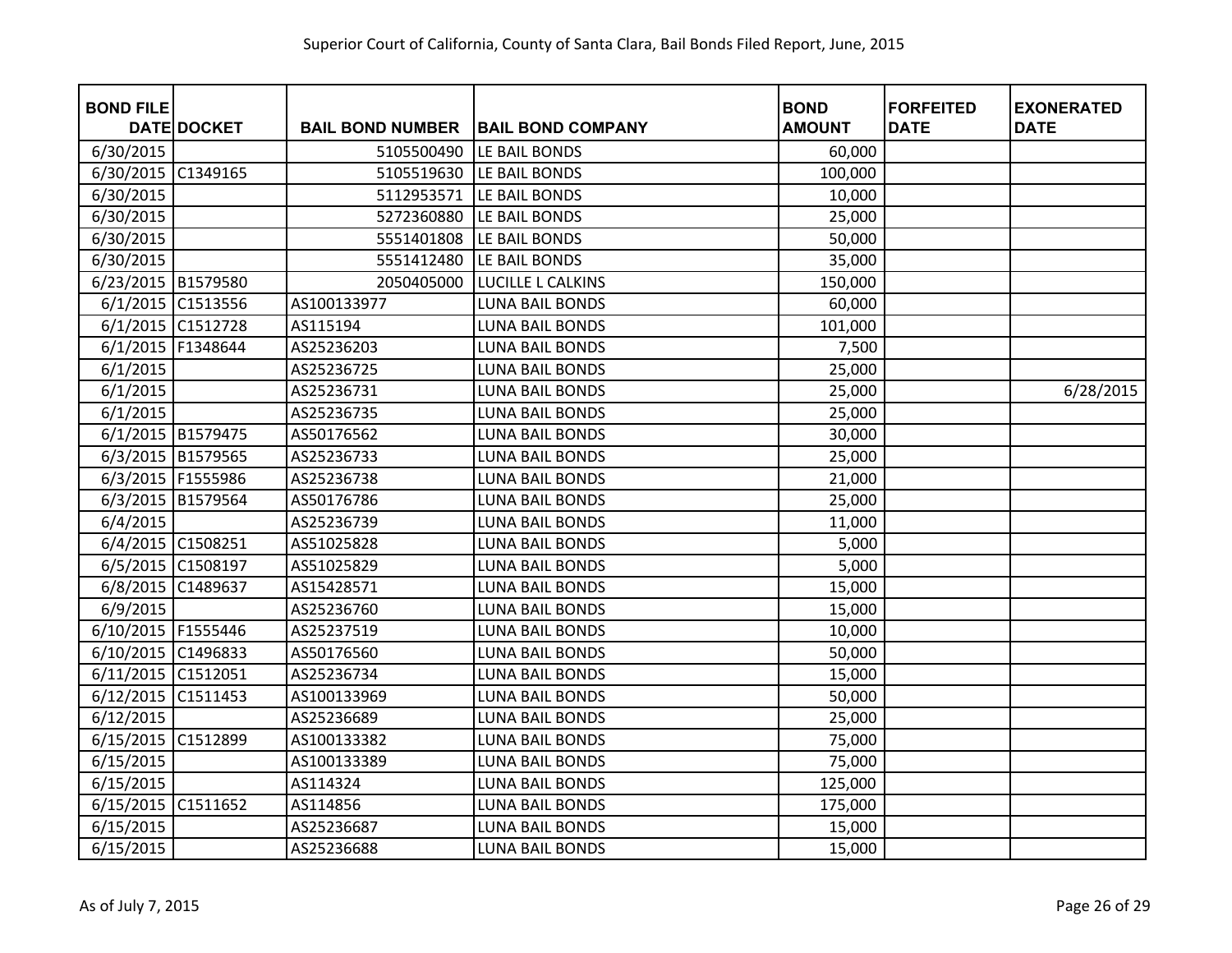Superior Court of California, County of Santa Clara, Bail Bonds Filed Report, June, 2015

| BOND FILE DATE | DOCKET | BAIL BOND NUMBER | BAIL BOND COMPANY | BOND AMOUNT | FORFEITED DATE | EXONERATED DATE |
|---|---|---|---|---|---|---|
| 6/30/2015 | | 5105500490 | LE BAIL BONDS | 60,000 | | |
| 6/30/2015 | C1349165 | 5105519630 | LE BAIL BONDS | 100,000 | | |
| 6/30/2015 | | 5112953571 | LE BAIL BONDS | 10,000 | | |
| 6/30/2015 | | 5272360880 | LE BAIL BONDS | 25,000 | | |
| 6/30/2015 | | 5551401808 | LE BAIL BONDS | 50,000 | | |
| 6/30/2015 | | 5551412480 | LE BAIL BONDS | 35,000 | | |
| 6/23/2015 | B1579580 | 2050405000 | LUCILLE L CALKINS | 150,000 | | |
| 6/1/2015 | C1513556 | AS100133977 | LUNA BAIL BONDS | 60,000 | | |
| 6/1/2015 | C1512728 | AS115194 | LUNA BAIL BONDS | 101,000 | | |
| 6/1/2015 | F1348644 | AS25236203 | LUNA BAIL BONDS | 7,500 | | |
| 6/1/2015 | | AS25236725 | LUNA BAIL BONDS | 25,000 | | |
| 6/1/2015 | | AS25236731 | LUNA BAIL BONDS | 25,000 | | 6/28/2015 |
| 6/1/2015 | | AS25236735 | LUNA BAIL BONDS | 25,000 | | |
| 6/1/2015 | B1579475 | AS50176562 | LUNA BAIL BONDS | 30,000 | | |
| 6/3/2015 | B1579565 | AS25236733 | LUNA BAIL BONDS | 25,000 | | |
| 6/3/2015 | F1555986 | AS25236738 | LUNA BAIL BONDS | 21,000 | | |
| 6/3/2015 | B1579564 | AS50176786 | LUNA BAIL BONDS | 25,000 | | |
| 6/4/2015 | | AS25236739 | LUNA BAIL BONDS | 11,000 | | |
| 6/4/2015 | C1508251 | AS51025828 | LUNA BAIL BONDS | 5,000 | | |
| 6/5/2015 | C1508197 | AS51025829 | LUNA BAIL BONDS | 5,000 | | |
| 6/8/2015 | C1489637 | AS15428571 | LUNA BAIL BONDS | 15,000 | | |
| 6/9/2015 | | AS25236760 | LUNA BAIL BONDS | 15,000 | | |
| 6/10/2015 | F1555446 | AS25237519 | LUNA BAIL BONDS | 10,000 | | |
| 6/10/2015 | C1496833 | AS50176560 | LUNA BAIL BONDS | 50,000 | | |
| 6/11/2015 | C1512051 | AS25236734 | LUNA BAIL BONDS | 15,000 | | |
| 6/12/2015 | C1511453 | AS100133969 | LUNA BAIL BONDS | 50,000 | | |
| 6/12/2015 | | AS25236689 | LUNA BAIL BONDS | 25,000 | | |
| 6/15/2015 | C1512899 | AS100133382 | LUNA BAIL BONDS | 75,000 | | |
| 6/15/2015 | | AS100133389 | LUNA BAIL BONDS | 75,000 | | |
| 6/15/2015 | | AS114324 | LUNA BAIL BONDS | 125,000 | | |
| 6/15/2015 | C1511652 | AS114856 | LUNA BAIL BONDS | 175,000 | | |
| 6/15/2015 | | AS25236687 | LUNA BAIL BONDS | 15,000 | | |
| 6/15/2015 | | AS25236688 | LUNA BAIL BONDS | 15,000 | | |

As of July 7, 2015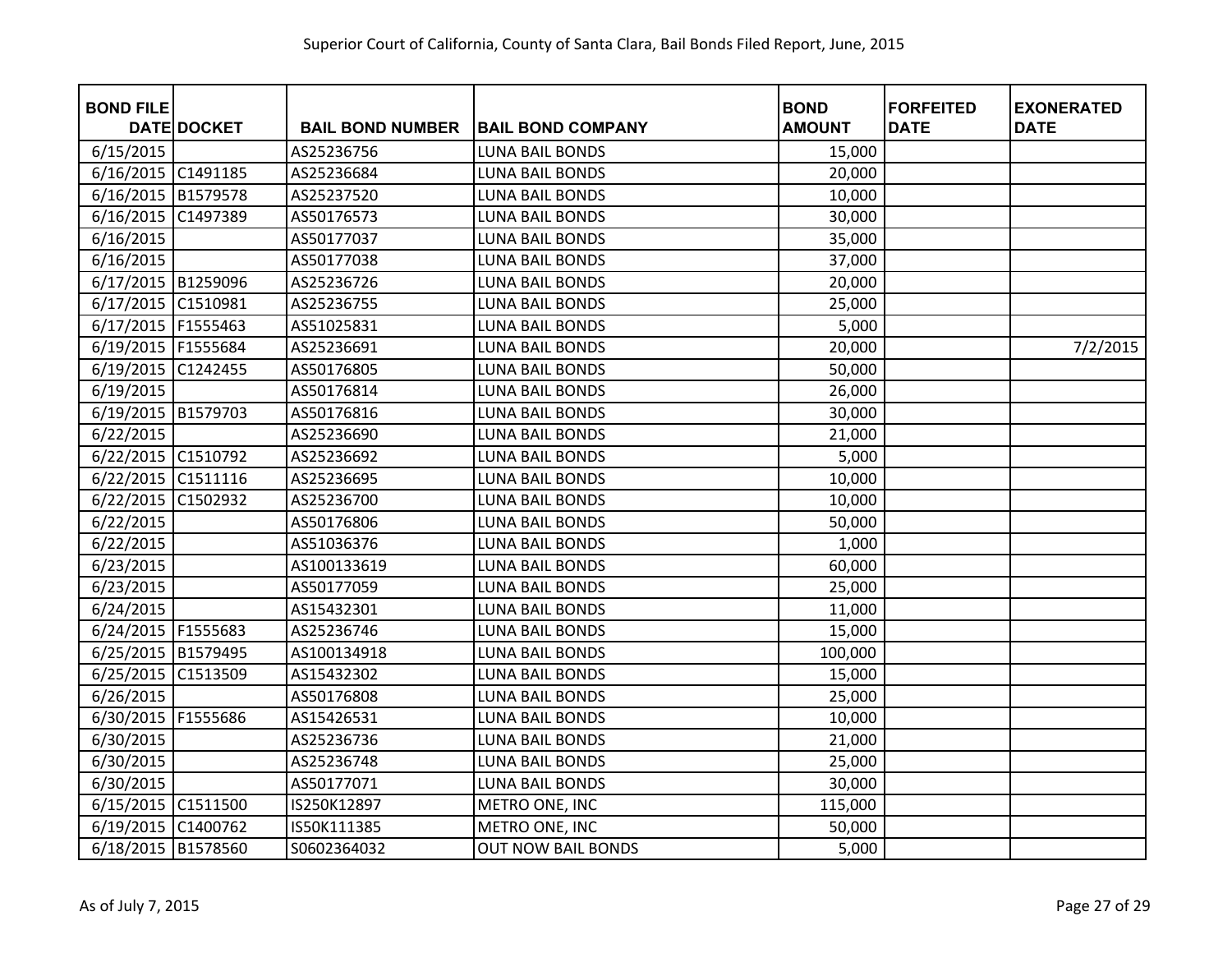Superior Court of California, County of Santa Clara, Bail Bonds Filed Report, June, 2015

| BOND FILE DATE | DOCKET | BAIL BOND NUMBER | BAIL BOND COMPANY | BOND AMOUNT | FORFEITED DATE | EXONERATED DATE |
|---|---|---|---|---|---|---|
| 6/15/2015 | | AS25236756 | LUNA BAIL BONDS | 15,000 | | |
| 6/16/2015 | C1491185 | AS25236684 | LUNA BAIL BONDS | 20,000 | | |
| 6/16/2015 | B1579578 | AS25237520 | LUNA BAIL BONDS | 10,000 | | |
| 6/16/2015 | C1497389 | AS50176573 | LUNA BAIL BONDS | 30,000 | | |
| 6/16/2015 | | AS50177037 | LUNA BAIL BONDS | 35,000 | | |
| 6/16/2015 | | AS50177038 | LUNA BAIL BONDS | 37,000 | | |
| 6/17/2015 | B1259096 | AS25236726 | LUNA BAIL BONDS | 20,000 | | |
| 6/17/2015 | C1510981 | AS25236755 | LUNA BAIL BONDS | 25,000 | | |
| 6/17/2015 | F1555463 | AS51025831 | LUNA BAIL BONDS | 5,000 | | |
| 6/19/2015 | F1555684 | AS25236691 | LUNA BAIL BONDS | 20,000 | | 7/2/2015 |
| 6/19/2015 | C1242455 | AS50176805 | LUNA BAIL BONDS | 50,000 | | |
| 6/19/2015 | | AS50176814 | LUNA BAIL BONDS | 26,000 | | |
| 6/19/2015 | B1579703 | AS50176816 | LUNA BAIL BONDS | 30,000 | | |
| 6/22/2015 | | AS25236690 | LUNA BAIL BONDS | 21,000 | | |
| 6/22/2015 | C1510792 | AS25236692 | LUNA BAIL BONDS | 5,000 | | |
| 6/22/2015 | C1511116 | AS25236695 | LUNA BAIL BONDS | 10,000 | | |
| 6/22/2015 | C1502932 | AS25236700 | LUNA BAIL BONDS | 10,000 | | |
| 6/22/2015 | | AS50176806 | LUNA BAIL BONDS | 50,000 | | |
| 6/22/2015 | | AS51036376 | LUNA BAIL BONDS | 1,000 | | |
| 6/23/2015 | | AS100133619 | LUNA BAIL BONDS | 60,000 | | |
| 6/23/2015 | | AS50177059 | LUNA BAIL BONDS | 25,000 | | |
| 6/24/2015 | | AS15432301 | LUNA BAIL BONDS | 11,000 | | |
| 6/24/2015 | F1555683 | AS25236746 | LUNA BAIL BONDS | 15,000 | | |
| 6/25/2015 | B1579495 | AS100134918 | LUNA BAIL BONDS | 100,000 | | |
| 6/25/2015 | C1513509 | AS15432302 | LUNA BAIL BONDS | 15,000 | | |
| 6/26/2015 | | AS50176808 | LUNA BAIL BONDS | 25,000 | | |
| 6/30/2015 | F1555686 | AS15426531 | LUNA BAIL BONDS | 10,000 | | |
| 6/30/2015 | | AS25236736 | LUNA BAIL BONDS | 21,000 | | |
| 6/30/2015 | | AS25236748 | LUNA BAIL BONDS | 25,000 | | |
| 6/30/2015 | | AS50177071 | LUNA BAIL BONDS | 30,000 | | |
| 6/15/2015 | C1511500 | IS250K12897 | METRO ONE, INC | 115,000 | | |
| 6/19/2015 | C1400762 | IS50K111385 | METRO ONE, INC | 50,000 | | |
| 6/18/2015 | B1578560 | S0602364032 | OUT NOW BAIL BONDS | 5,000 | | |

As of July 7, 2015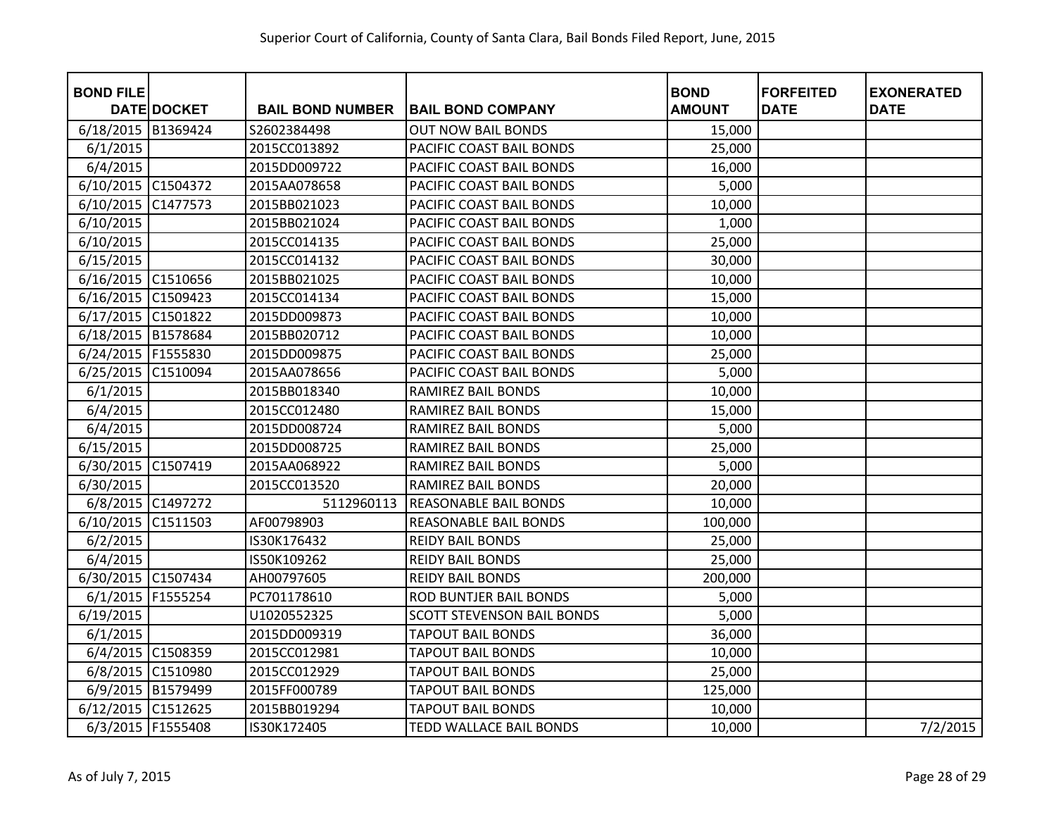Superior Court of California, County of Santa Clara, Bail Bonds Filed Report, June, 2015

| BOND FILE DATE | DOCKET | BAIL BOND NUMBER | BAIL BOND COMPANY | BOND AMOUNT | FORFEITED DATE | EXONERATED DATE |
|---|---|---|---|---|---|---|
| 6/18/2015 | B1369424 | S2602384498 | OUT NOW BAIL BONDS | 15,000 | | |
| 6/1/2015 | | 2015CC013892 | PACIFIC COAST BAIL BONDS | 25,000 | | |
| 6/4/2015 | | 2015DD009722 | PACIFIC COAST BAIL BONDS | 16,000 | | |
| 6/10/2015 | C1504372 | 2015AA078658 | PACIFIC COAST BAIL BONDS | 5,000 | | |
| 6/10/2015 | C1477573 | 2015BB021023 | PACIFIC COAST BAIL BONDS | 10,000 | | |
| 6/10/2015 | | 2015BB021024 | PACIFIC COAST BAIL BONDS | 1,000 | | |
| 6/10/2015 | | 2015CC014135 | PACIFIC COAST BAIL BONDS | 25,000 | | |
| 6/15/2015 | | 2015CC014132 | PACIFIC COAST BAIL BONDS | 30,000 | | |
| 6/16/2015 | C1510656 | 2015BB021025 | PACIFIC COAST BAIL BONDS | 10,000 | | |
| 6/16/2015 | C1509423 | 2015CC014134 | PACIFIC COAST BAIL BONDS | 15,000 | | |
| 6/17/2015 | C1501822 | 2015DD009873 | PACIFIC COAST BAIL BONDS | 10,000 | | |
| 6/18/2015 | B1578684 | 2015BB020712 | PACIFIC COAST BAIL BONDS | 10,000 | | |
| 6/24/2015 | F1555830 | 2015DD009875 | PACIFIC COAST BAIL BONDS | 25,000 | | |
| 6/25/2015 | C1510094 | 2015AA078656 | PACIFIC COAST BAIL BONDS | 5,000 | | |
| 6/1/2015 | | 2015BB018340 | RAMIREZ BAIL BONDS | 10,000 | | |
| 6/4/2015 | | 2015CC012480 | RAMIREZ BAIL BONDS | 15,000 | | |
| 6/4/2015 | | 2015DD008724 | RAMIREZ BAIL BONDS | 5,000 | | |
| 6/15/2015 | | 2015DD008725 | RAMIREZ BAIL BONDS | 25,000 | | |
| 6/30/2015 | C1507419 | 2015AA068922 | RAMIREZ BAIL BONDS | 5,000 | | |
| 6/30/2015 | | 2015CC013520 | RAMIREZ BAIL BONDS | 20,000 | | |
| 6/8/2015 | C1497272 | 5112960113 | REASONABLE BAIL BONDS | 10,000 | | |
| 6/10/2015 | C1511503 | AF00798903 | REASONABLE BAIL BONDS | 100,000 | | |
| 6/2/2015 | | IS30K176432 | REIDY BAIL BONDS | 25,000 | | |
| 6/4/2015 | | IS50K109262 | REIDY BAIL BONDS | 25,000 | | |
| 6/30/2015 | C1507434 | AH00797605 | REIDY BAIL BONDS | 200,000 | | |
| 6/1/2015 | F1555254 | PC701178610 | ROD BUNTJER BAIL BONDS | 5,000 | | |
| 6/19/2015 | | U1020552325 | SCOTT STEVENSON BAIL BONDS | 5,000 | | |
| 6/1/2015 | | 2015DD009319 | TAPOUT BAIL BONDS | 36,000 | | |
| 6/4/2015 | C1508359 | 2015CC012981 | TAPOUT BAIL BONDS | 10,000 | | |
| 6/8/2015 | C1510980 | 2015CC012929 | TAPOUT BAIL BONDS | 25,000 | | |
| 6/9/2015 | B1579499 | 2015FF000789 | TAPOUT BAIL BONDS | 125,000 | | |
| 6/12/2015 | C1512625 | 2015BB019294 | TAPOUT BAIL BONDS | 10,000 | | |
| 6/3/2015 | F1555408 | IS30K172405 | TEDD WALLACE BAIL BONDS | 10,000 | | 7/2/2015 |

As of July 7, 2015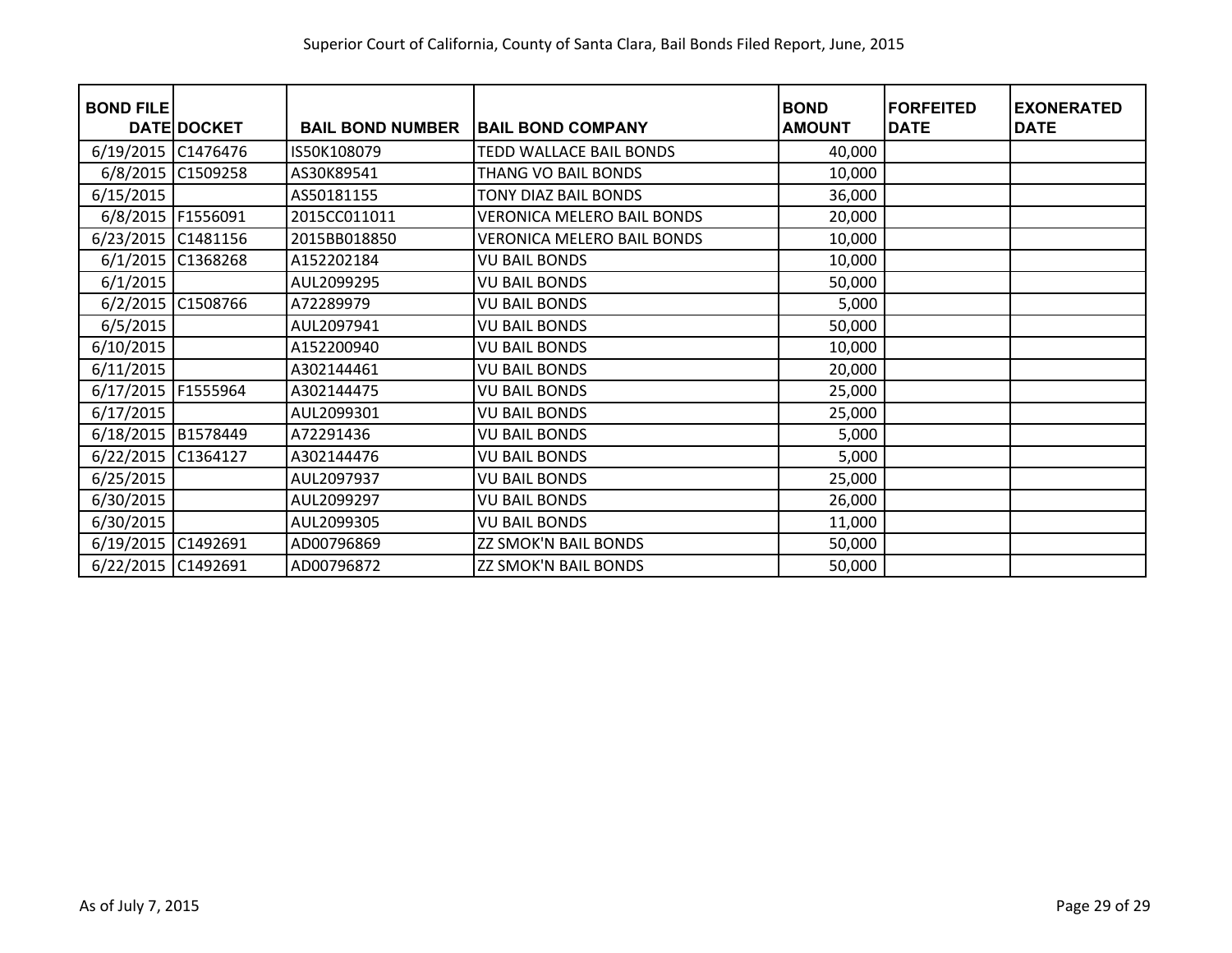Superior Court of California, County of Santa Clara, Bail Bonds Filed Report, June, 2015

| BOND FILE DATE | DOCKET | BAIL BOND NUMBER | BAIL BOND COMPANY | BOND AMOUNT | FORFEITED DATE | EXONERATED DATE |
|---|---|---|---|---|---|---|
| 6/19/2015 | C1476476 | IS50K108079 | TEDD WALLACE BAIL BONDS | 40,000 | | |
| 6/8/2015 | C1509258 | AS30K89541 | THANG VO BAIL BONDS | 10,000 | | |
| 6/15/2015 | | AS50181155 | TONY DIAZ BAIL BONDS | 36,000 | | |
| 6/8/2015 | F1556091 | 2015CC011011 | VERONICA MELERO BAIL BONDS | 20,000 | | |
| 6/23/2015 | C1481156 | 2015BB018850 | VERONICA MELERO BAIL BONDS | 10,000 | | |
| 6/1/2015 | C1368268 | A152202184 | VU BAIL BONDS | 10,000 | | |
| 6/1/2015 | | AUL2099295 | VU BAIL BONDS | 50,000 | | |
| 6/2/2015 | C1508766 | A72289979 | VU BAIL BONDS | 5,000 | | |
| 6/5/2015 | | AUL2097941 | VU BAIL BONDS | 50,000 | | |
| 6/10/2015 | | A152200940 | VU BAIL BONDS | 10,000 | | |
| 6/11/2015 | | A302144461 | VU BAIL BONDS | 20,000 | | |
| 6/17/2015 | F1555964 | A302144475 | VU BAIL BONDS | 25,000 | | |
| 6/17/2015 | | AUL2099301 | VU BAIL BONDS | 25,000 | | |
| 6/18/2015 | B1578449 | A72291436 | VU BAIL BONDS | 5,000 | | |
| 6/22/2015 | C1364127 | A302144476 | VU BAIL BONDS | 5,000 | | |
| 6/25/2015 | | AUL2097937 | VU BAIL BONDS | 25,000 | | |
| 6/30/2015 | | AUL2099297 | VU BAIL BONDS | 26,000 | | |
| 6/30/2015 | | AUL2099305 | VU BAIL BONDS | 11,000 | | |
| 6/19/2015 | C1492691 | AD00796869 | ZZ SMOK'N BAIL BONDS | 50,000 | | |
| 6/22/2015 | C1492691 | AD00796872 | ZZ SMOK'N BAIL BONDS | 50,000 | | |

As of July 7, 2015